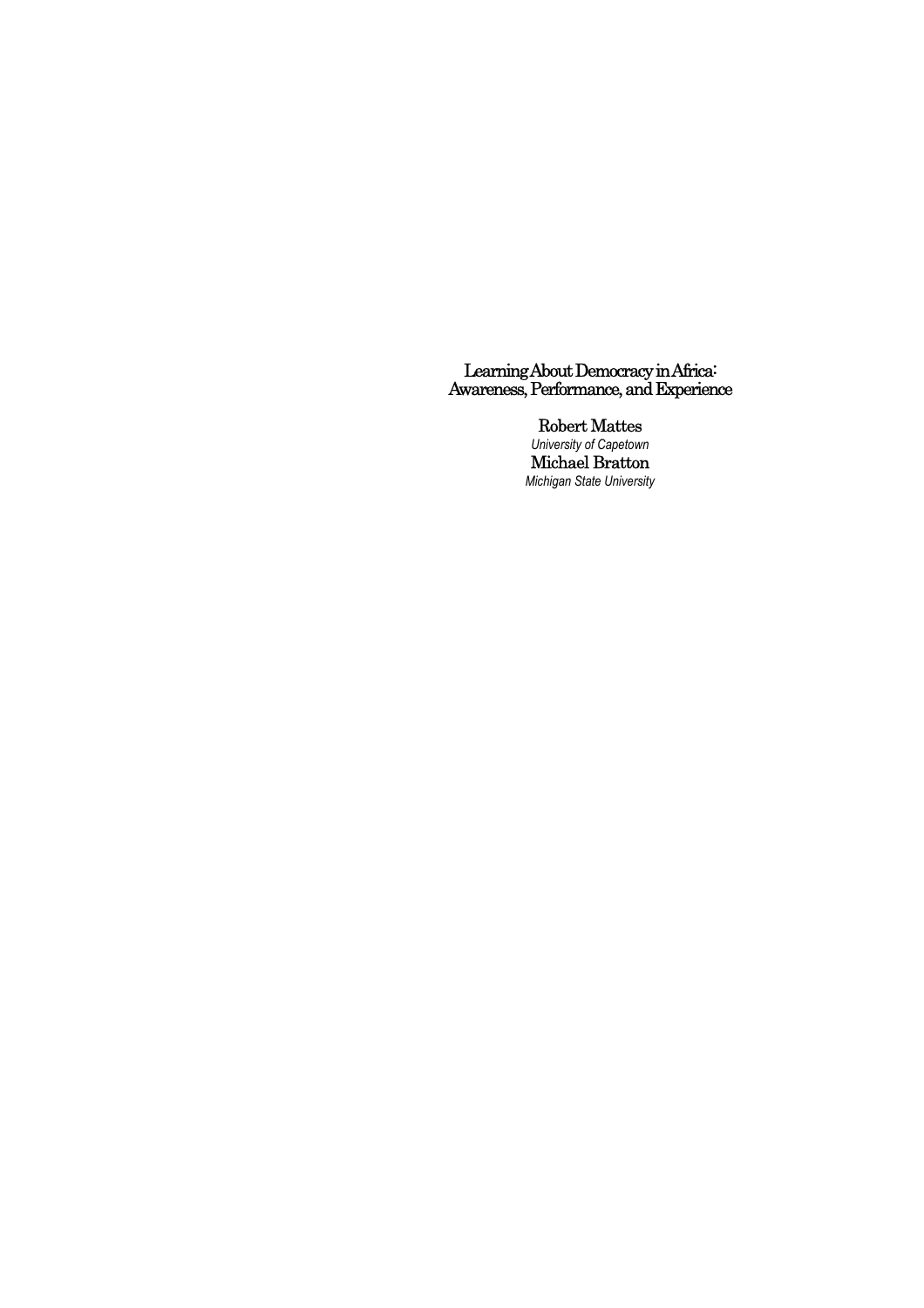# Learning About Democracy in Africa: Awareness, Performance, and Experience

Robert Mattes

*University of Capetown*

Michael Bratton

*Michigan State University*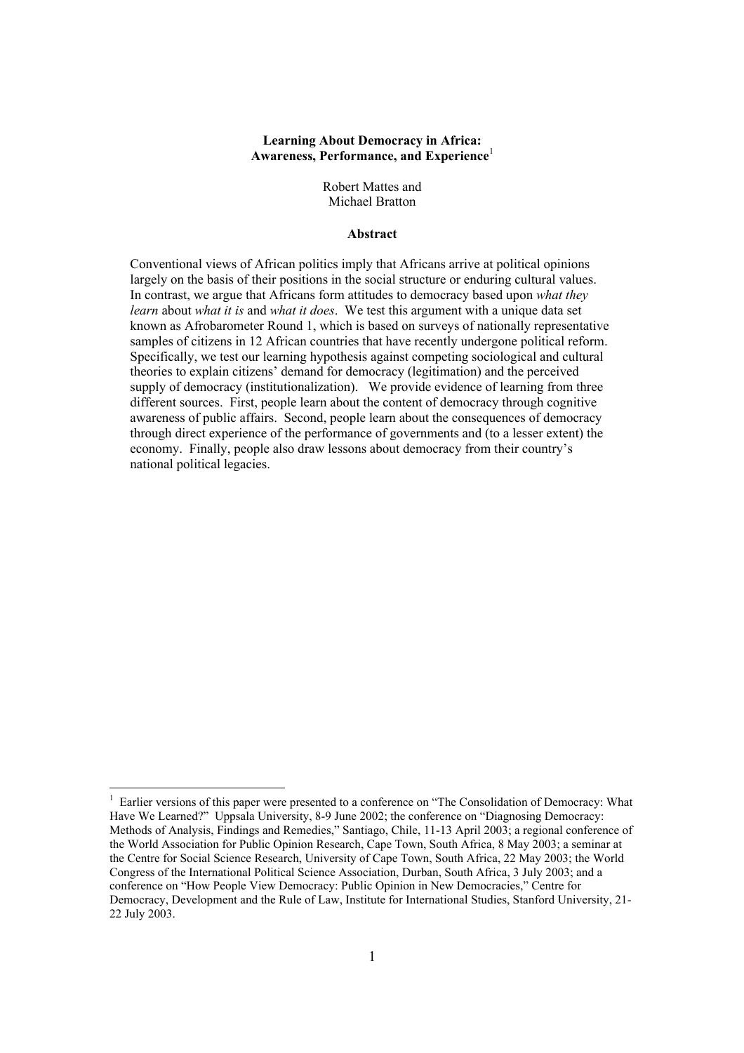# Learning About Democracy in Africa: Awareness, Performance, and Experience[1]

Robert Mattes and
Michael Bratton

## Abstract

Conventional views of African politics imply that Africans arrive at political opinions largely on the basis of their positions in the social structure or enduring cultural values. In contrast, we argue that Africans form attitudes to democracy based upon *what they learn* about *what it is* and *what it does*. We test this argument with a unique data set known as Afrobarometer Round 1, which is based on surveys of nationally representative samples of citizens in 12 African countries that have recently undergone political reform. Specifically, we test our learning hypothesis against competing sociological and cultural theories to explain citizens' demand for democracy (legitimation) and the perceived supply of democracy (institutionalization). We provide evidence of learning from three different sources. First, people learn about the content of democracy through cognitive awareness of public affairs. Second, people learn about the consequences of democracy through direct experience of the performance of governments and (to a lesser extent) the economy. Finally, people also draw lessons about democracy from their country's national political legacies.

---

[1] Earlier versions of this paper were presented to a conference on "The Consolidation of Democracy: What Have We Learned?" Uppsala University, 8-9 June 2002; the conference on "Diagnosing Democracy: Methods of Analysis, Findings and Remedies," Santiago, Chile, 11-13 April 2003; a regional conference of the World Association for Public Opinion Research, Cape Town, South Africa, 8 May 2003; a seminar at the Centre for Social Science Research, University of Cape Town, South Africa, 22 May 2003; the World Congress of the International Political Science Association, Durban, South Africa, 3 July 2003; and a conference on "How People View Democracy: Public Opinion in New Democracies," Centre for Democracy, Development and the Rule of Law, Institute for International Studies, Stanford University, 21-22 July 2003.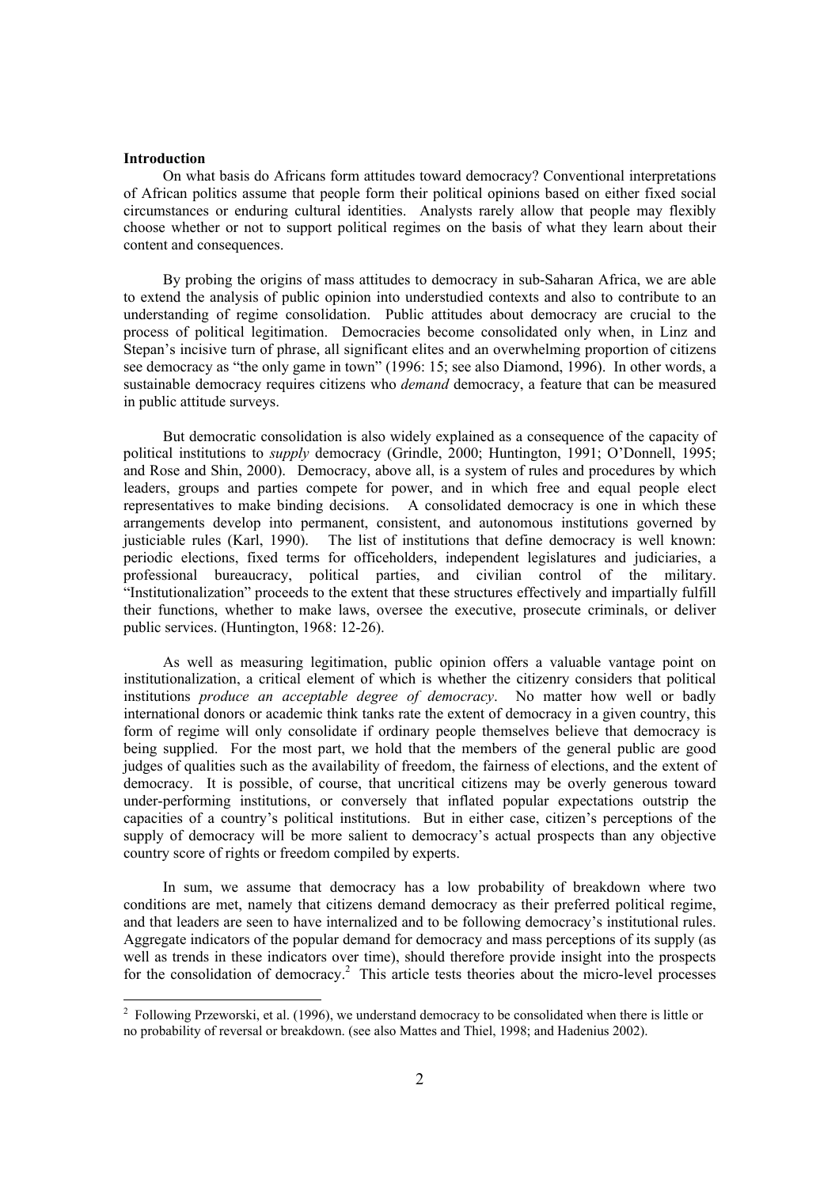### Introduction

On what basis do Africans form attitudes toward democracy? Conventional interpretations of African politics assume that people form their political opinions based on either fixed social circumstances or enduring cultural identities. Analysts rarely allow that people may flexibly choose whether or not to support political regimes on the basis of what they learn about their content and consequences.

By probing the origins of mass attitudes to democracy in sub-Saharan Africa, we are able to extend the analysis of public opinion into understudied contexts and also to contribute to an understanding of regime consolidation. Public attitudes about democracy are crucial to the process of political legitimation. Democracies become consolidated only when, in Linz and Stepan's incisive turn of phrase, all significant elites and an overwhelming proportion of citizens see democracy as "the only game in town" (1996: 15; see also Diamond, 1996). In other words, a sustainable democracy requires citizens who *demand* democracy, a feature that can be measured in public attitude surveys.

But democratic consolidation is also widely explained as a consequence of the capacity of political institutions to *supply* democracy (Grindle, 2000; Huntington, 1991; O'Donnell, 1995; and Rose and Shin, 2000). Democracy, above all, is a system of rules and procedures by which leaders, groups and parties compete for power, and in which free and equal people elect representatives to make binding decisions. A consolidated democracy is one in which these arrangements develop into permanent, consistent, and autonomous institutions governed by justiciable rules (Karl, 1990). The list of institutions that define democracy is well known: periodic elections, fixed terms for officeholders, independent legislatures and judiciaries, a professional bureaucracy, political parties, and civilian control of the military. "Institutionalization" proceeds to the extent that these structures effectively and impartially fulfill their functions, whether to make laws, oversee the executive, prosecute criminals, or deliver public services. (Huntington, 1968: 12-26).

As well as measuring legitimation, public opinion offers a valuable vantage point on institutionalization, a critical element of which is whether the citizenry considers that political institutions *produce an acceptable degree of democracy*. No matter how well or badly international donors or academic think tanks rate the extent of democracy in a given country, this form of regime will only consolidate if ordinary people themselves believe that democracy is being supplied. For the most part, we hold that the members of the general public are good judges of qualities such as the availability of freedom, the fairness of elections, and the extent of democracy. It is possible, of course, that uncritical citizens may be overly generous toward under-performing institutions, or conversely that inflated popular expectations outstrip the capacities of a country's political institutions. But in either case, citizen's perceptions of the supply of democracy will be more salient to democracy's actual prospects than any objective country score of rights or freedom compiled by experts.

In sum, we assume that democracy has a low probability of breakdown where two conditions are met, namely that citizens demand democracy as their preferred political regime, and that leaders are seen to have internalized and to be following democracy's institutional rules. Aggregate indicators of the popular demand for democracy and mass perceptions of its supply (as well as trends in these indicators over time), should therefore provide insight into the prospects for the consolidation of democracy.[2] This article tests theories about the micro-level processes

[2] Following Przeworski, et al. (1996), we understand democracy to be consolidated when there is little or no probability of reversal or breakdown. (see also Mattes and Thiel, 1998; and Hadenius 2002).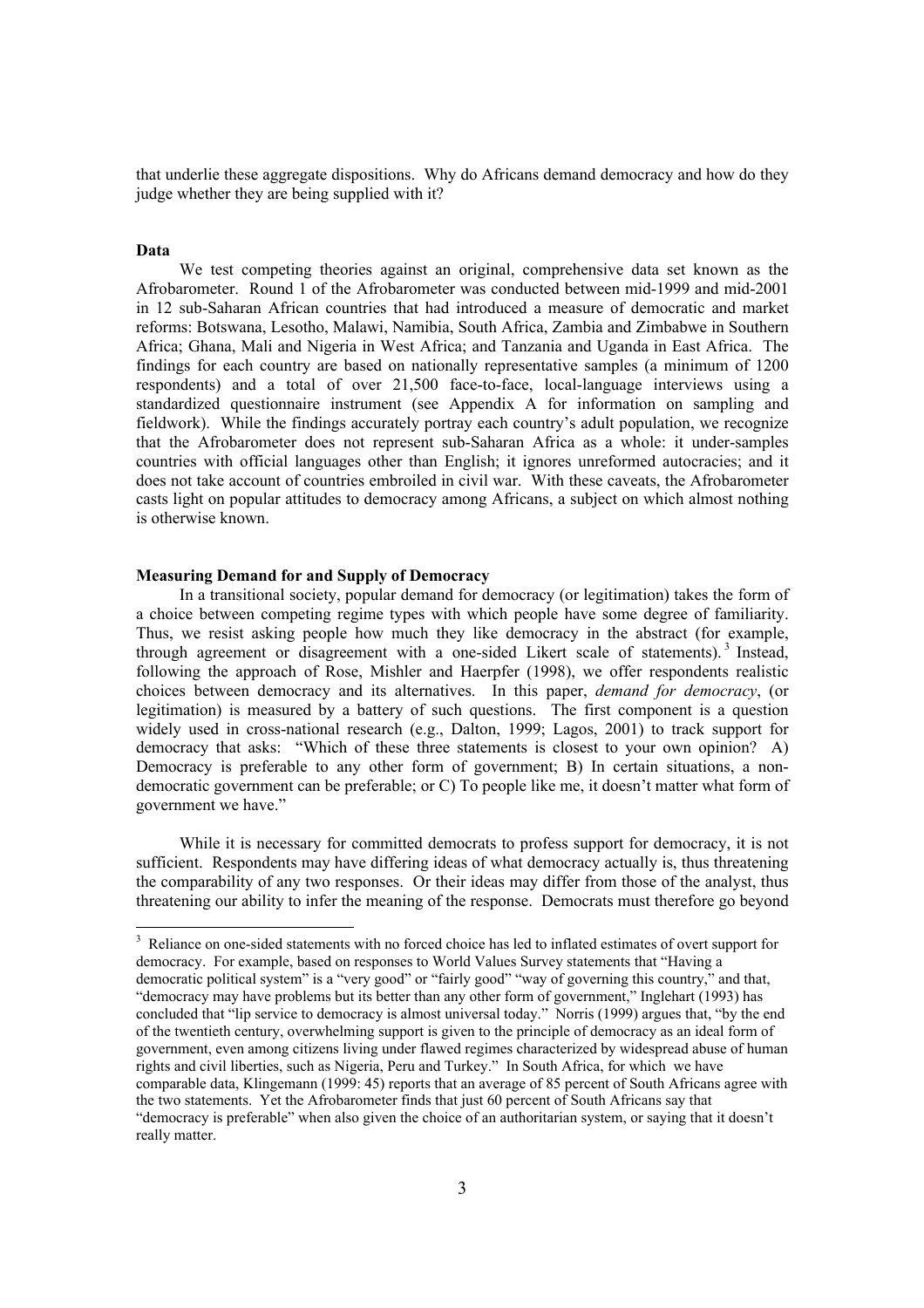that underlie these aggregate dispositions. Why do Africans demand democracy and how do they judge whether they are being supplied with it?

**Data**

We test competing theories against an original, comprehensive data set known as the Afrobarometer. Round 1 of the Afrobarometer was conducted between mid-1999 and mid-2001 in 12 sub-Saharan African countries that had introduced a measure of democratic and market reforms: Botswana, Lesotho, Malawi, Namibia, South Africa, Zambia and Zimbabwe in Southern Africa; Ghana, Mali and Nigeria in West Africa; and Tanzania and Uganda in East Africa. The findings for each country are based on nationally representative samples (a minimum of 1200 respondents) and a total of over 21,500 face-to-face, local-language interviews using a standardized questionnaire instrument (see Appendix A for information on sampling and fieldwork). While the findings accurately portray each country's adult population, we recognize that the Afrobarometer does not represent sub-Saharan Africa as a whole: it under-samples countries with official languages other than English; it ignores unreformed autocracies; and it does not take account of countries embroiled in civil war. With these caveats, the Afrobarometer casts light on popular attitudes to democracy among Africans, a subject on which almost nothing is otherwise known.

**Measuring Demand for and Supply of Democracy**

In a transitional society, popular demand for democracy (or legitimation) takes the form of a choice between competing regime types with which people have some degree of familiarity. Thus, we resist asking people how much they like democracy in the abstract (for example, through agreement or disagreement with a one-sided Likert scale of statements).[3] Instead, following the approach of Rose, Mishler and Haerpfer (1998), we offer respondents realistic choices between democracy and its alternatives. In this paper, *demand for democracy*, (or legitimation) is measured by a battery of such questions. The first component is a question widely used in cross-national research (e.g., Dalton, 1999; Lagos, 2001) to track support for democracy that asks: "Which of these three statements is closest to your own opinion? A) Democracy is preferable to any other form of government; B) In certain situations, a non-democratic government can be preferable; or C) To people like me, it doesn't matter what form of government we have."

While it is necessary for committed democrats to profess support for democracy, it is not sufficient. Respondents may have differing ideas of what democracy actually is, thus threatening the comparability of any two responses. Or their ideas may differ from those of the analyst, thus threatening our ability to infer the meaning of the response. Democrats must therefore go beyond

[3] Reliance on one-sided statements with no forced choice has led to inflated estimates of overt support for democracy. For example, based on responses to World Values Survey statements that "Having a democratic political system" is a "very good" or "fairly good" "way of governing this country," and that, "democracy may have problems but its better than any other form of government," Inglehart (1993) has concluded that "lip service to democracy is almost universal today." Norris (1999) argues that, "by the end of the twentieth century, overwhelming support is given to the principle of democracy as an ideal form of government, even among citizens living under flawed regimes characterized by widespread abuse of human rights and civil liberties, such as Nigeria, Peru and Turkey." In South Africa, for which we have comparable data, Klingemann (1999: 45) reports that an average of 85 percent of South Africans agree with the two statements. Yet the Afrobarometer finds that just 60 percent of South Africans say that "democracy is preferable" when also given the choice of an authoritarian system, or saying that it doesn't really matter.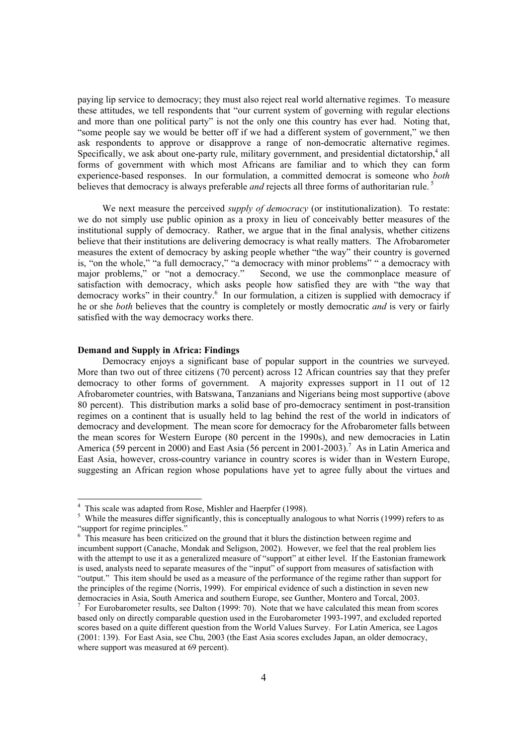paying lip service to democracy; they must also reject real world alternative regimes. To measure these attitudes, we tell respondents that "our current system of governing with regular elections and more than one political party" is not the only one this country has ever had. Noting that, "some people say we would be better off if we had a different system of government," we then ask respondents to approve or disapprove a range of non-democratic alternative regimes. Specifically, we ask about one-party rule, military government, and presidential dictatorship,[4] all forms of government with which most Africans are familiar and to which they can form experience-based responses. In our formulation, a committed democrat is someone who *both* believes that democracy is always preferable *and* rejects all three forms of authoritarian rule.[5]

We next measure the perceived *supply of democracy* (or institutionalization). To restate: we do not simply use public opinion as a proxy in lieu of conceivably better measures of the institutional supply of democracy. Rather, we argue that in the final analysis, whether citizens believe that their institutions are delivering democracy is what really matters. The Afrobarometer measures the extent of democracy by asking people whether "the way" their country is governed is, "on the whole," "a full democracy," "a democracy with minor problems" " a democracy with major problems," or "not a democracy." Second, we use the commonplace measure of satisfaction with democracy, which asks people how satisfied they are with "the way that democracy works" in their country.[6] In our formulation, a citizen is supplied with democracy if he or she *both* believes that the country is completely or mostly democratic *and* is very or fairly satisfied with the way democracy works there.

**Demand and Supply in Africa: Findings**

Democracy enjoys a significant base of popular support in the countries we surveyed. More than two out of three citizens (70 percent) across 12 African countries say that they prefer democracy to other forms of government. A majority expresses support in 11 out of 12 Afrobarometer countries, with Batswana, Tanzanians and Nigerians being most supportive (above 80 percent). This distribution marks a solid base of pro-democracy sentiment in post-transition regimes on a continent that is usually held to lag behind the rest of the world in indicators of democracy and development. The mean score for democracy for the Afrobarometer falls between the mean scores for Western Europe (80 percent in the 1990s), and new democracies in Latin America (59 percent in 2000) and East Asia (56 percent in 2001-2003).[7] As in Latin America and East Asia, however, cross-country variance in country scores is wider than in Western Europe, suggesting an African region whose populations have yet to agree fully about the virtues and

---

[4] This scale was adapted from Rose, Mishler and Haerpfer (1998).

[5] While the measures differ significantly, this is conceptually analogous to what Norris (1999) refers to as "support for regime principles."

[6] This measure has been criticized on the ground that it blurs the distinction between regime and incumbent support (Canache, Mondak and Seligson, 2002). However, we feel that the real problem lies with the attempt to use it as a generalized measure of "support" at either level. If the Eastonian framework is used, analysts need to separate measures of the "input" of support from measures of satisfaction with "output." This item should be used as a measure of the performance of the regime rather than support for the principles of the regime (Norris, 1999). For empirical evidence of such a distinction in seven new democracies in Asia, South America and southern Europe, see Gunther, Montero and Torcal, 2003.

[7] For Eurobarometer results, see Dalton (1999: 70). Note that we have calculated this mean from scores based only on directly comparable question used in the Eurobarometer 1993-1997, and excluded reported scores based on a quite different question from the World Values Survey. For Latin America, see Lagos (2001: 139). For East Asia, see Chu, 2003 (the East Asia scores excludes Japan, an older democracy, where support was measured at 69 percent).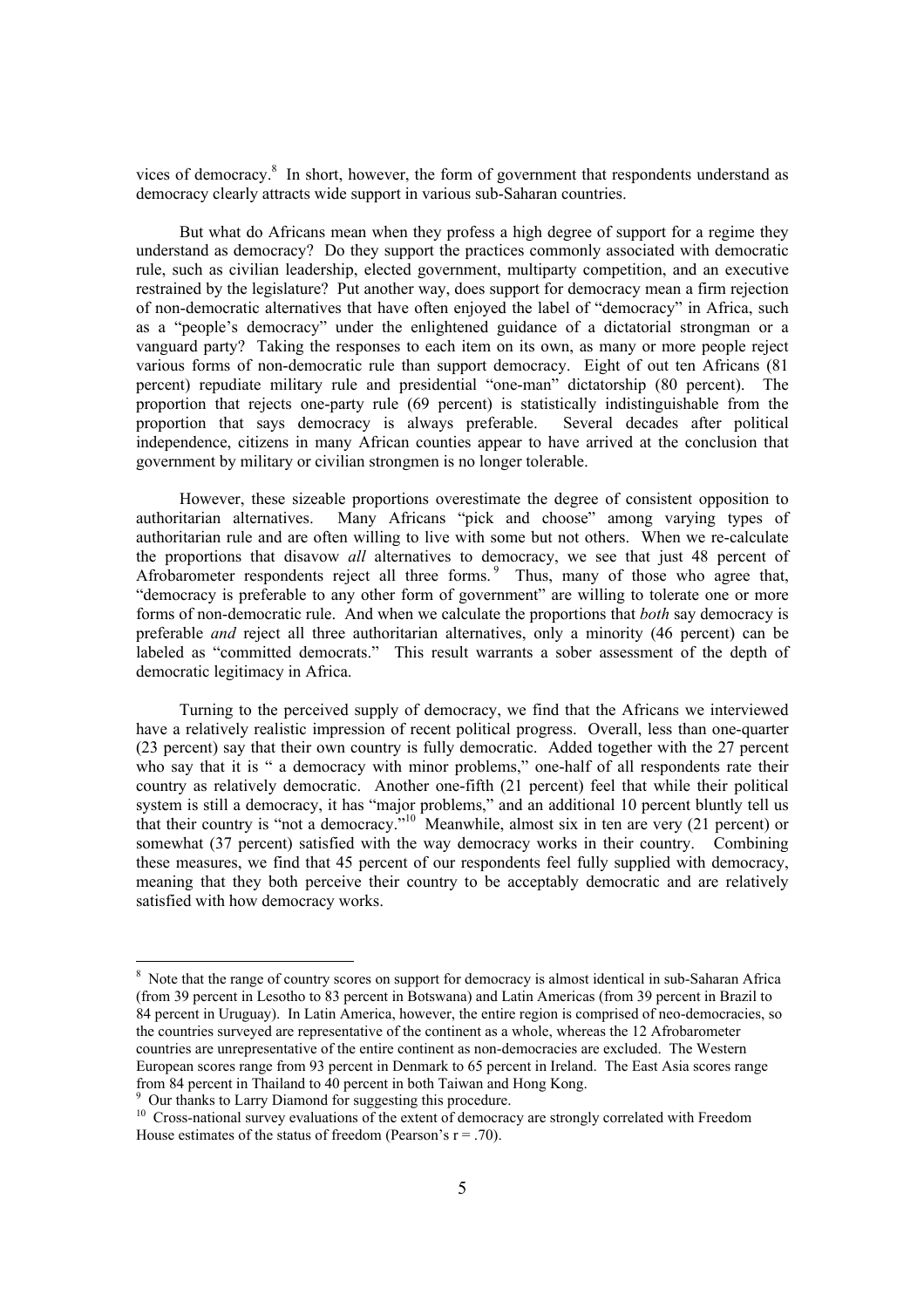vices of democracy.[8] In short, however, the form of government that respondents understand as democracy clearly attracts wide support in various sub-Saharan countries.

But what do Africans mean when they profess a high degree of support for a regime they understand as democracy? Do they support the practices commonly associated with democratic rule, such as civilian leadership, elected government, multiparty competition, and an executive restrained by the legislature? Put another way, does support for democracy mean a firm rejection of non-democratic alternatives that have often enjoyed the label of "democracy" in Africa, such as a "people's democracy" under the enlightened guidance of a dictatorial strongman or a vanguard party? Taking the responses to each item on its own, as many or more people reject various forms of non-democratic rule than support democracy. Eight of out ten Africans (81 percent) repudiate military rule and presidential "one-man" dictatorship (80 percent). The proportion that rejects one-party rule (69 percent) is statistically indistinguishable from the proportion that says democracy is always preferable. Several decades after political independence, citizens in many African counties appear to have arrived at the conclusion that government by military or civilian strongmen is no longer tolerable.

However, these sizeable proportions overestimate the degree of consistent opposition to authoritarian alternatives. Many Africans "pick and choose" among varying types of authoritarian rule and are often willing to live with some but not others. When we re-calculate the proportions that disavow *all* alternatives to democracy, we see that just 48 percent of Afrobarometer respondents reject all three forms.[9] Thus, many of those who agree that, "democracy is preferable to any other form of government" are willing to tolerate one or more forms of non-democratic rule. And when we calculate the proportions that *both* say democracy is preferable *and* reject all three authoritarian alternatives, only a minority (46 percent) can be labeled as "committed democrats." This result warrants a sober assessment of the depth of democratic legitimacy in Africa.

Turning to the perceived supply of democracy, we find that the Africans we interviewed have a relatively realistic impression of recent political progress. Overall, less than one-quarter (23 percent) say that their own country is fully democratic. Added together with the 27 percent who say that it is " a democracy with minor problems," one-half of all respondents rate their country as relatively democratic. Another one-fifth (21 percent) feel that while their political system is still a democracy, it has "major problems," and an additional 10 percent bluntly tell us that their country is "not a democracy."[10] Meanwhile, almost six in ten are very (21 percent) or somewhat (37 percent) satisfied with the way democracy works in their country. Combining these measures, we find that 45 percent of our respondents feel fully supplied with democracy, meaning that they both perceive their country to be acceptably democratic and are relatively satisfied with how democracy works.

---

[8] Note that the range of country scores on support for democracy is almost identical in sub-Saharan Africa (from 39 percent in Lesotho to 83 percent in Botswana) and Latin Americas (from 39 percent in Brazil to 84 percent in Uruguay). In Latin America, however, the entire region is comprised of neo-democracies, so the countries surveyed are representative of the continent as a whole, whereas the 12 Afrobarometer countries are unrepresentative of the entire continent as non-democracies are excluded. The Western European scores range from 93 percent in Denmark to 65 percent in Ireland. The East Asia scores range from 84 percent in Thailand to 40 percent in both Taiwan and Hong Kong.

[9] Our thanks to Larry Diamond for suggesting this procedure.

[10] Cross-national survey evaluations of the extent of democracy are strongly correlated with Freedom House estimates of the status of freedom (Pearson's $r = .70$).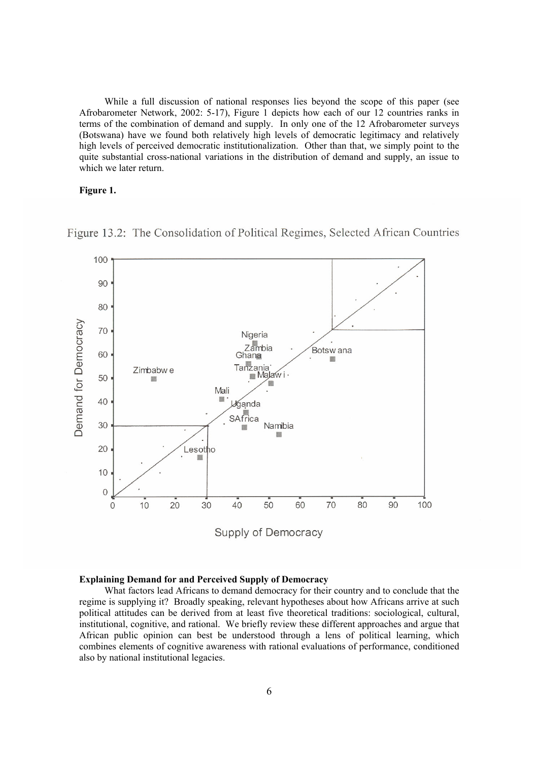While a full discussion of national responses lies beyond the scope of this paper (see Afrobarometer Network, 2002: 5-17), Figure 1 depicts how each of our 12 countries ranks in terms of the combination of demand and supply. In only one of the 12 Afrobarometer surveys (Botswana) have we found both relatively high levels of democratic legitimacy and relatively high levels of perceived democratic institutionalization. Other than that, we simply point to the quite substantial cross-national variations in the distribution of demand and supply, an issue to which we later return.

**Figure 1.**

Figure 13.2: The Consolidation of Political Regimes, Selected African Countries

**Explaining Demand for and Perceived Supply of Democracy**

What factors lead Africans to demand democracy for their country and to conclude that the regime is supplying it? Broadly speaking, relevant hypotheses about how Africans arrive at such political attitudes can be derived from at least five theoretical traditions: sociological, cultural, institutional, cognitive, and rational. We briefly review these different approaches and argue that African public opinion can best be understood through a lens of political learning, which combines elements of cognitive awareness with rational evaluations of performance, conditioned also by national institutional legacies.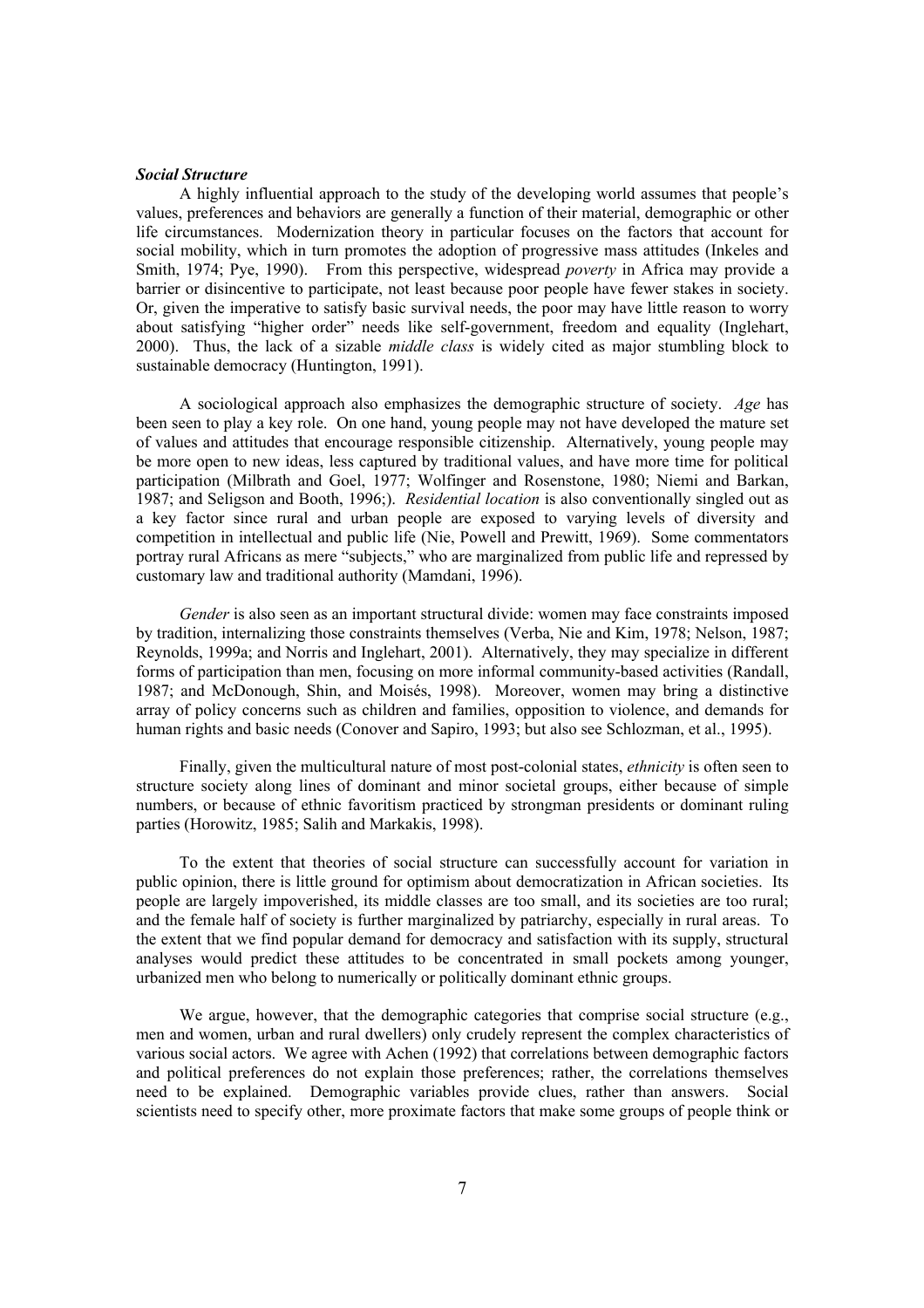***Social Structure***

A highly influential approach to the study of the developing world assumes that people's values, preferences and behaviors are generally a function of their material, demographic or other life circumstances. Modernization theory in particular focuses on the factors that account for social mobility, which in turn promotes the adoption of progressive mass attitudes (Inkeles and Smith, 1974; Pye, 1990). From this perspective, widespread *poverty* in Africa may provide a barrier or disincentive to participate, not least because poor people have fewer stakes in society. Or, given the imperative to satisfy basic survival needs, the poor may have little reason to worry about satisfying "higher order" needs like self-government, freedom and equality (Inglehart, 2000). Thus, the lack of a sizable *middle class* is widely cited as major stumbling block to sustainable democracy (Huntington, 1991).

A sociological approach also emphasizes the demographic structure of society. *Age* has been seen to play a key role. On one hand, young people may not have developed the mature set of values and attitudes that encourage responsible citizenship. Alternatively, young people may be more open to new ideas, less captured by traditional values, and have more time for political participation (Milbrath and Goel, 1977; Wolfinger and Rosenstone, 1980; Niemi and Barkan, 1987; and Seligson and Booth, 1996;). *Residential location* is also conventionally singled out as a key factor since rural and urban people are exposed to varying levels of diversity and competition in intellectual and public life (Nie, Powell and Prewitt, 1969). Some commentators portray rural Africans as mere "subjects," who are marginalized from public life and repressed by customary law and traditional authority (Mamdani, 1996).

*Gender* is also seen as an important structural divide: women may face constraints imposed by tradition, internalizing those constraints themselves (Verba, Nie and Kim, 1978; Nelson, 1987; Reynolds, 1999a; and Norris and Inglehart, 2001). Alternatively, they may specialize in different forms of participation than men, focusing on more informal community-based activities (Randall, 1987; and McDonough, Shin, and Moisés, 1998). Moreover, women may bring a distinctive array of policy concerns such as children and families, opposition to violence, and demands for human rights and basic needs (Conover and Sapiro, 1993; but also see Schlozman, et al., 1995).

Finally, given the multicultural nature of most post-colonial states, *ethnicity* is often seen to structure society along lines of dominant and minor societal groups, either because of simple numbers, or because of ethnic favoritism practiced by strongman presidents or dominant ruling parties (Horowitz, 1985; Salih and Markakis, 1998).

To the extent that theories of social structure can successfully account for variation in public opinion, there is little ground for optimism about democratization in African societies. Its people are largely impoverished, its middle classes are too small, and its societies are too rural; and the female half of society is further marginalized by patriarchy, especially in rural areas. To the extent that we find popular demand for democracy and satisfaction with its supply, structural analyses would predict these attitudes to be concentrated in small pockets among younger, urbanized men who belong to numerically or politically dominant ethnic groups.

We argue, however, that the demographic categories that comprise social structure (e.g., men and women, urban and rural dwellers) only crudely represent the complex characteristics of various social actors. We agree with Achen (1992) that correlations between demographic factors and political preferences do not explain those preferences; rather, the correlations themselves need to be explained. Demographic variables provide clues, rather than answers. Social scientists need to specify other, more proximate factors that make some groups of people think or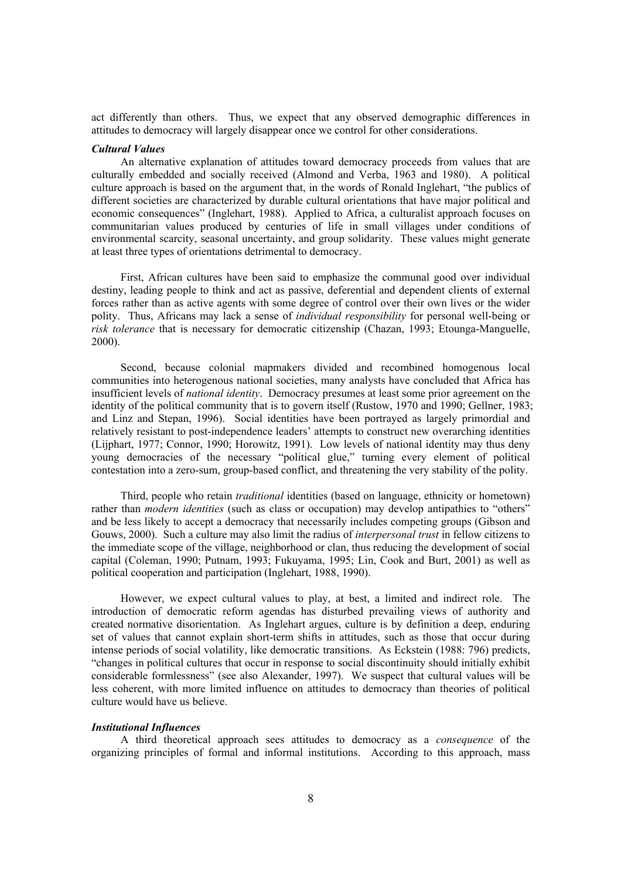act differently than others. Thus, we expect that any observed demographic differences in attitudes to democracy will largely disappear once we control for other considerations.

### *Cultural Values*

An alternative explanation of attitudes toward democracy proceeds from values that are culturally embedded and socially received (Almond and Verba, 1963 and 1980). A political culture approach is based on the argument that, in the words of Ronald Inglehart, "the publics of different societies are characterized by durable cultural orientations that have major political and economic consequences" (Inglehart, 1988). Applied to Africa, a culturalist approach focuses on communitarian values produced by centuries of life in small villages under conditions of environmental scarcity, seasonal uncertainty, and group solidarity. These values might generate at least three types of orientations detrimental to democracy.

First, African cultures have been said to emphasize the communal good over individual destiny, leading people to think and act as passive, deferential and dependent clients of external forces rather than as active agents with some degree of control over their own lives or the wider polity. Thus, Africans may lack a sense of *individual responsibility* for personal well-being or *risk tolerance* that is necessary for democratic citizenship (Chazan, 1993; Etounga-Manguelle, 2000).

Second, because colonial mapmakers divided and recombined homogenous local communities into heterogenous national societies, many analysts have concluded that Africa has insufficient levels of *national identity*. Democracy presumes at least some prior agreement on the identity of the political community that is to govern itself (Rustow, 1970 and 1990; Gellner, 1983; and Linz and Stepan, 1996). Social identities have been portrayed as largely primordial and relatively resistant to post-independence leaders' attempts to construct new overarching identities (Lijphart, 1977; Connor, 1990; Horowitz, 1991). Low levels of national identity may thus deny young democracies of the necessary "political glue," turning every element of political contestation into a zero-sum, group-based conflict, and threatening the very stability of the polity.

Third, people who retain *traditional* identities (based on language, ethnicity or hometown) rather than *modern identities* (such as class or occupation) may develop antipathies to "others" and be less likely to accept a democracy that necessarily includes competing groups (Gibson and Gouws, 2000). Such a culture may also limit the radius of *interpersonal trust* in fellow citizens to the immediate scope of the village, neighborhood or clan, thus reducing the development of social capital (Coleman, 1990; Putnam, 1993; Fukuyama, 1995; Lin, Cook and Burt, 2001) as well as political cooperation and participation (Inglehart, 1988, 1990).

However, we expect cultural values to play, at best, a limited and indirect role. The introduction of democratic reform agendas has disturbed prevailing views of authority and created normative disorientation. As Inglehart argues, culture is by definition a deep, enduring set of values that cannot explain short-term shifts in attitudes, such as those that occur during intense periods of social volatility, like democratic transitions. As Eckstein (1988: 796) predicts, "changes in political cultures that occur in response to social discontinuity should initially exhibit considerable formlessness" (see also Alexander, 1997). We suspect that cultural values will be less coherent, with more limited influence on attitudes to democracy than theories of political culture would have us believe.

### *Institutional Influences*

A third theoretical approach sees attitudes to democracy as a *consequence* of the organizing principles of formal and informal institutions. According to this approach, mass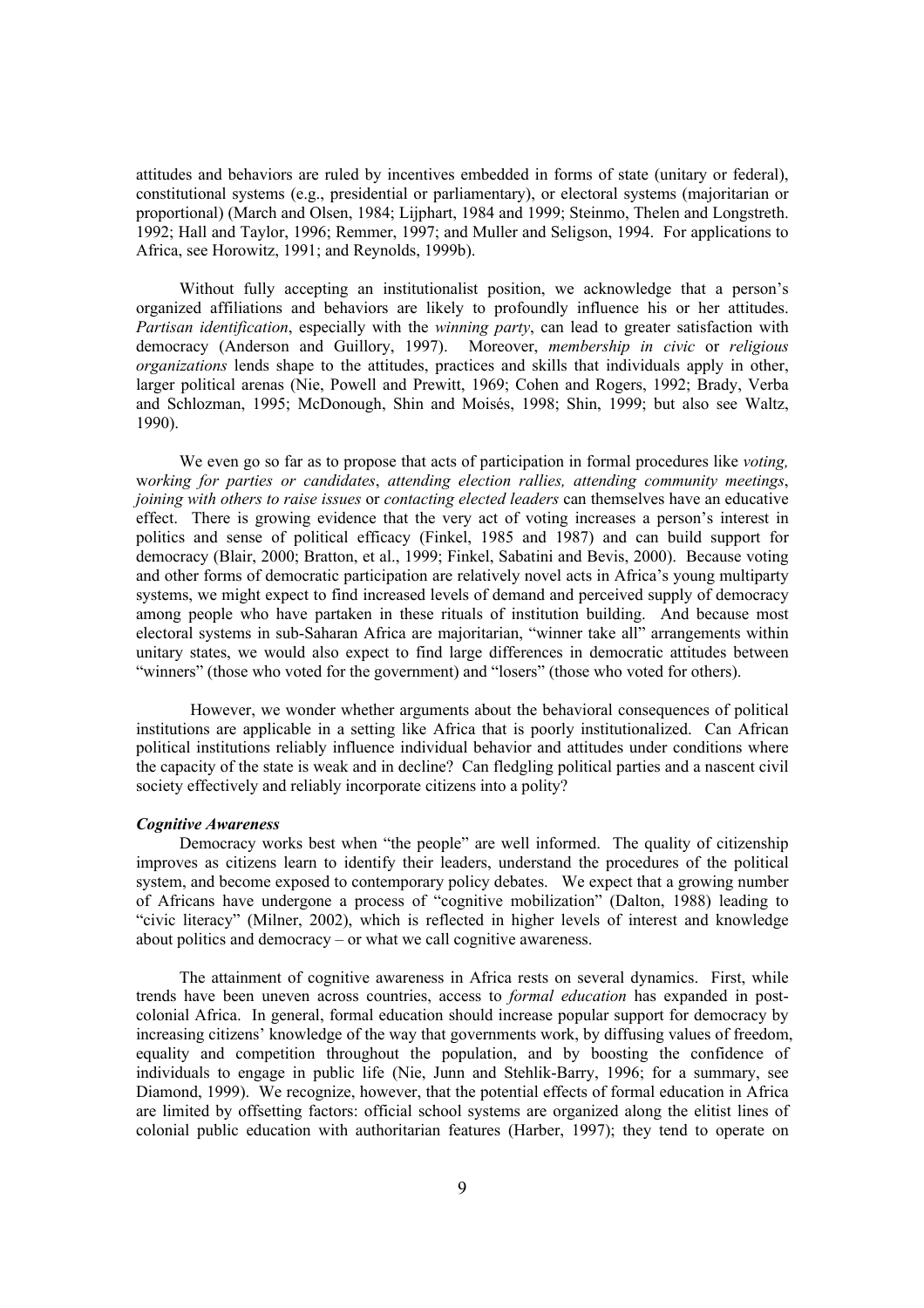attitudes and behaviors are ruled by incentives embedded in forms of state (unitary or federal), constitutional systems (e.g., presidential or parliamentary), or electoral systems (majoritarian or proportional) (March and Olsen, 1984; Lijphart, 1984 and 1999; Steinmo, Thelen and Longstreth. 1992; Hall and Taylor, 1996; Remmer, 1997; and Muller and Seligson, 1994. For applications to Africa, see Horowitz, 1991; and Reynolds, 1999b).

Without fully accepting an institutionalist position, we acknowledge that a person's organized affiliations and behaviors are likely to profoundly influence his or her attitudes. *Partisan identification*, especially with the *winning party*, can lead to greater satisfaction with democracy (Anderson and Guillory, 1997). Moreover, *membership in civic* or *religious organizations* lends shape to the attitudes, practices and skills that individuals apply in other, larger political arenas (Nie, Powell and Prewitt, 1969; Cohen and Rogers, 1992; Brady, Verba and Schlozman, 1995; McDonough, Shin and Moisés, 1998; Shin, 1999; but also see Waltz, 1990).

We even go so far as to propose that acts of participation in formal procedures like *voting, working for parties or candidates*, *attending election rallies, attending community meetings*, *joining with others to raise issues* or *contacting elected leaders* can themselves have an educative effect. There is growing evidence that the very act of voting increases a person's interest in politics and sense of political efficacy (Finkel, 1985 and 1987) and can build support for democracy (Blair, 2000; Bratton, et al., 1999; Finkel, Sabatini and Bevis, 2000). Because voting and other forms of democratic participation are relatively novel acts in Africa's young multiparty systems, we might expect to find increased levels of demand and perceived supply of democracy among people who have partaken in these rituals of institution building. And because most electoral systems in sub-Saharan Africa are majoritarian, "winner take all" arrangements within unitary states, we would also expect to find large differences in democratic attitudes between "winners" (those who voted for the government) and "losers" (those who voted for others).

However, we wonder whether arguments about the behavioral consequences of political institutions are applicable in a setting like Africa that is poorly institutionalized. Can African political institutions reliably influence individual behavior and attitudes under conditions where the capacity of the state is weak and in decline? Can fledgling political parties and a nascent civil society effectively and reliably incorporate citizens into a polity?

#### *Cognitive Awareness*

Democracy works best when "the people" are well informed. The quality of citizenship improves as citizens learn to identify their leaders, understand the procedures of the political system, and become exposed to contemporary policy debates. We expect that a growing number of Africans have undergone a process of "cognitive mobilization" (Dalton, 1988) leading to "civic literacy" (Milner, 2002), which is reflected in higher levels of interest and knowledge about politics and democracy – or what we call cognitive awareness.

The attainment of cognitive awareness in Africa rests on several dynamics. First, while trends have been uneven across countries, access to *formal education* has expanded in post-colonial Africa. In general, formal education should increase popular support for democracy by increasing citizens' knowledge of the way that governments work, by diffusing values of freedom, equality and competition throughout the population, and by boosting the confidence of individuals to engage in public life (Nie, Junn and Stehlik-Barry, 1996; for a summary, see Diamond, 1999). We recognize, however, that the potential effects of formal education in Africa are limited by offsetting factors: official school systems are organized along the elitist lines of colonial public education with authoritarian features (Harber, 1997); they tend to operate on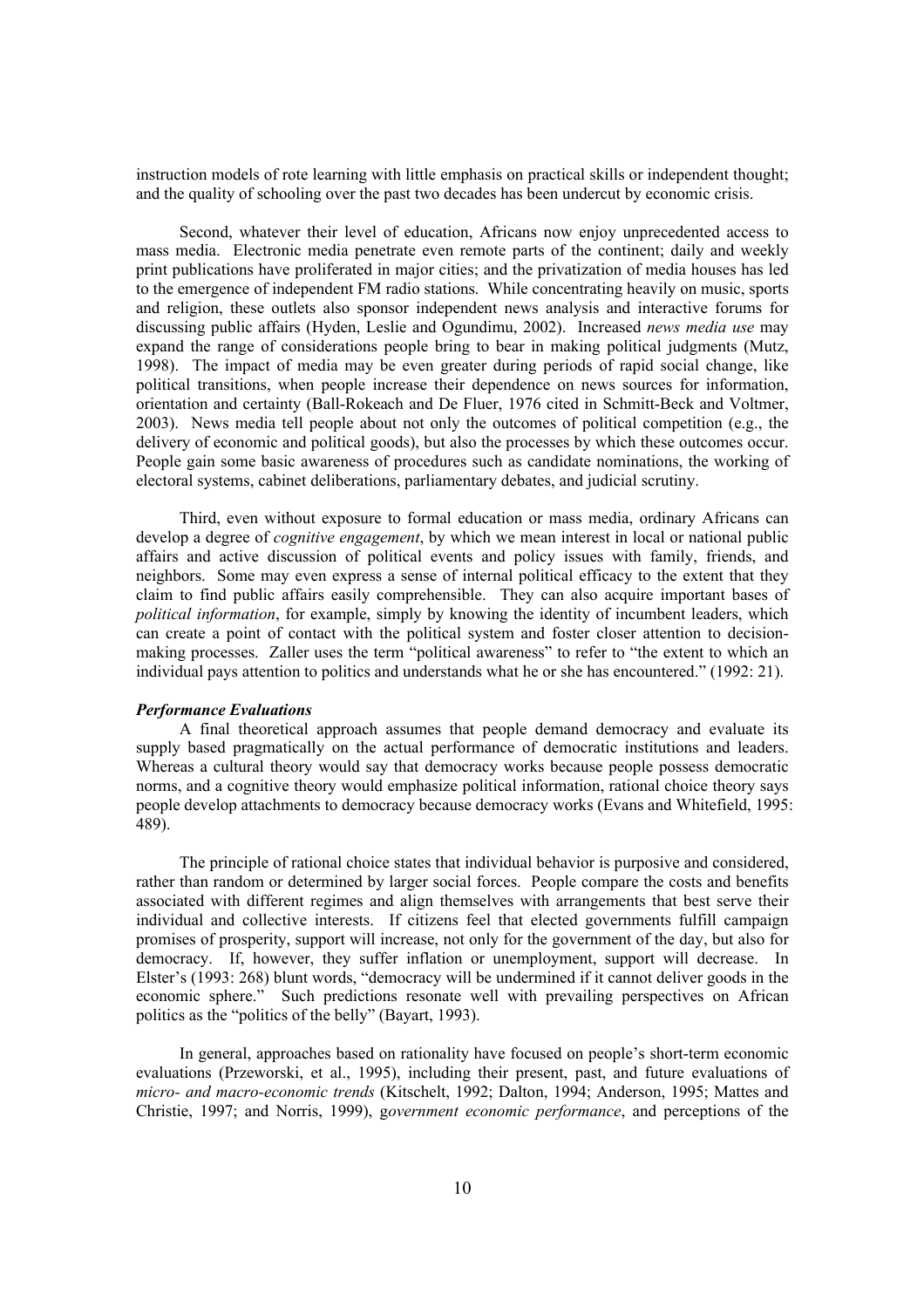instruction models of rote learning with little emphasis on practical skills or independent thought; and the quality of schooling over the past two decades has been undercut by economic crisis.

Second, whatever their level of education, Africans now enjoy unprecedented access to mass media. Electronic media penetrate even remote parts of the continent; daily and weekly print publications have proliferated in major cities; and the privatization of media houses has led to the emergence of independent FM radio stations. While concentrating heavily on music, sports and religion, these outlets also sponsor independent news analysis and interactive forums for discussing public affairs (Hyden, Leslie and Ogundimu, 2002). Increased *news media use* may expand the range of considerations people bring to bear in making political judgments (Mutz, 1998). The impact of media may be even greater during periods of rapid social change, like political transitions, when people increase their dependence on news sources for information, orientation and certainty (Ball-Rokeach and De Fluer, 1976 cited in Schmitt-Beck and Voltmer, 2003). News media tell people about not only the outcomes of political competition (e.g., the delivery of economic and political goods), but also the processes by which these outcomes occur. People gain some basic awareness of procedures such as candidate nominations, the working of electoral systems, cabinet deliberations, parliamentary debates, and judicial scrutiny.

Third, even without exposure to formal education or mass media, ordinary Africans can develop a degree of *cognitive engagement*, by which we mean interest in local or national public affairs and active discussion of political events and policy issues with family, friends, and neighbors. Some may even express a sense of internal political efficacy to the extent that they claim to find public affairs easily comprehensible. They can also acquire important bases of *political information*, for example, simply by knowing the identity of incumbent leaders, which can create a point of contact with the political system and foster closer attention to decision-making processes. Zaller uses the term "political awareness" to refer to "the extent to which an individual pays attention to politics and understands what he or she has encountered." (1992: 21).

***Performance Evaluations***

A final theoretical approach assumes that people demand democracy and evaluate its supply based pragmatically on the actual performance of democratic institutions and leaders. Whereas a cultural theory would say that democracy works because people possess democratic norms, and a cognitive theory would emphasize political information, rational choice theory says people develop attachments to democracy because democracy works (Evans and Whitefield, 1995: 489).

The principle of rational choice states that individual behavior is purposive and considered, rather than random or determined by larger social forces. People compare the costs and benefits associated with different regimes and align themselves with arrangements that best serve their individual and collective interests. If citizens feel that elected governments fulfill campaign promises of prosperity, support will increase, not only for the government of the day, but also for democracy. If, however, they suffer inflation or unemployment, support will decrease. In Elster's (1993: 268) blunt words, "democracy will be undermined if it cannot deliver goods in the economic sphere." Such predictions resonate well with prevailing perspectives on African politics as the "politics of the belly" (Bayart, 1993).

In general, approaches based on rationality have focused on people's short-term economic evaluations (Przeworski, et al., 1995), including their present, past, and future evaluations of *micro- and macro-economic trends* (Kitschelt, 1992; Dalton, 1994; Anderson, 1995; Mattes and Christie, 1997; and Norris, 1999), g*overnment economic performance*, and perceptions of the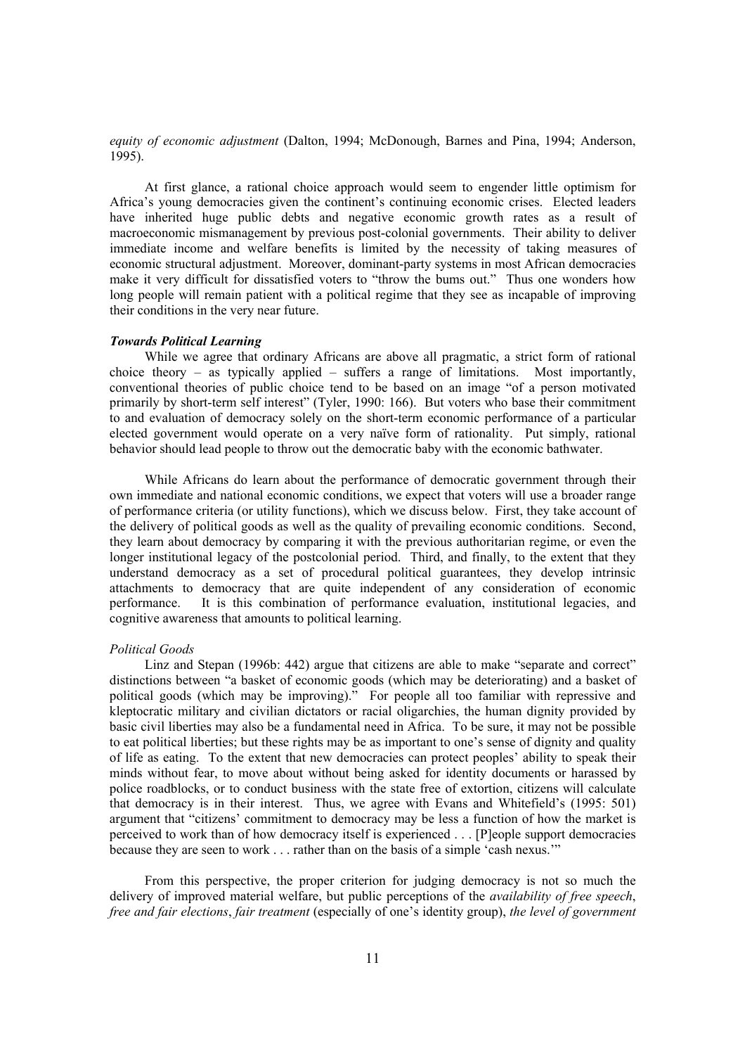*equity of economic adjustment* (Dalton, 1994; McDonough, Barnes and Pina, 1994; Anderson, 1995).

At first glance, a rational choice approach would seem to engender little optimism for Africa's young democracies given the continent's continuing economic crises. Elected leaders have inherited huge public debts and negative economic growth rates as a result of macroeconomic mismanagement by previous post-colonial governments. Their ability to deliver immediate income and welfare benefits is limited by the necessity of taking measures of economic structural adjustment. Moreover, dominant-party systems in most African democracies make it very difficult for dissatisfied voters to "throw the bums out." Thus one wonders how long people will remain patient with a political regime that they see as incapable of improving their conditions in the very near future.

### *Towards Political Learning*

While we agree that ordinary Africans are above all pragmatic, a strict form of rational choice theory – as typically applied – suffers a range of limitations. Most importantly, conventional theories of public choice tend to be based on an image "of a person motivated primarily by short-term self interest" (Tyler, 1990: 166). But voters who base their commitment to and evaluation of democracy solely on the short-term economic performance of a particular elected government would operate on a very naïve form of rationality. Put simply, rational behavior should lead people to throw out the democratic baby with the economic bathwater.

While Africans do learn about the performance of democratic government through their own immediate and national economic conditions, we expect that voters will use a broader range of performance criteria (or utility functions), which we discuss below. First, they take account of the delivery of political goods as well as the quality of prevailing economic conditions. Second, they learn about democracy by comparing it with the previous authoritarian regime, or even the longer institutional legacy of the postcolonial period. Third, and finally, to the extent that they understand democracy as a set of procedural political guarantees, they develop intrinsic attachments to democracy that are quite independent of any consideration of economic performance. It is this combination of performance evaluation, institutional legacies, and cognitive awareness that amounts to political learning.

#### *Political Goods*

Linz and Stepan (1996b: 442) argue that citizens are able to make "separate and correct" distinctions between "a basket of economic goods (which may be deteriorating) and a basket of political goods (which may be improving)." For people all too familiar with repressive and kleptocratic military and civilian dictators or racial oligarchies, the human dignity provided by basic civil liberties may also be a fundamental need in Africa. To be sure, it may not be possible to eat political liberties; but these rights may be as important to one's sense of dignity and quality of life as eating. To the extent that new democracies can protect peoples' ability to speak their minds without fear, to move about without being asked for identity documents or harassed by police roadblocks, or to conduct business with the state free of extortion, citizens will calculate that democracy is in their interest. Thus, we agree with Evans and Whitefield's (1995: 501) argument that "citizens' commitment to democracy may be less a function of how the market is perceived to work than of how democracy itself is experienced . . . [P]eople support democracies because they are seen to work . . . rather than on the basis of a simple 'cash nexus.'"

From this perspective, the proper criterion for judging democracy is not so much the delivery of improved material welfare, but public perceptions of the *availability of free speech*, *free and fair elections*, *fair treatment* (especially of one's identity group), *the level of government*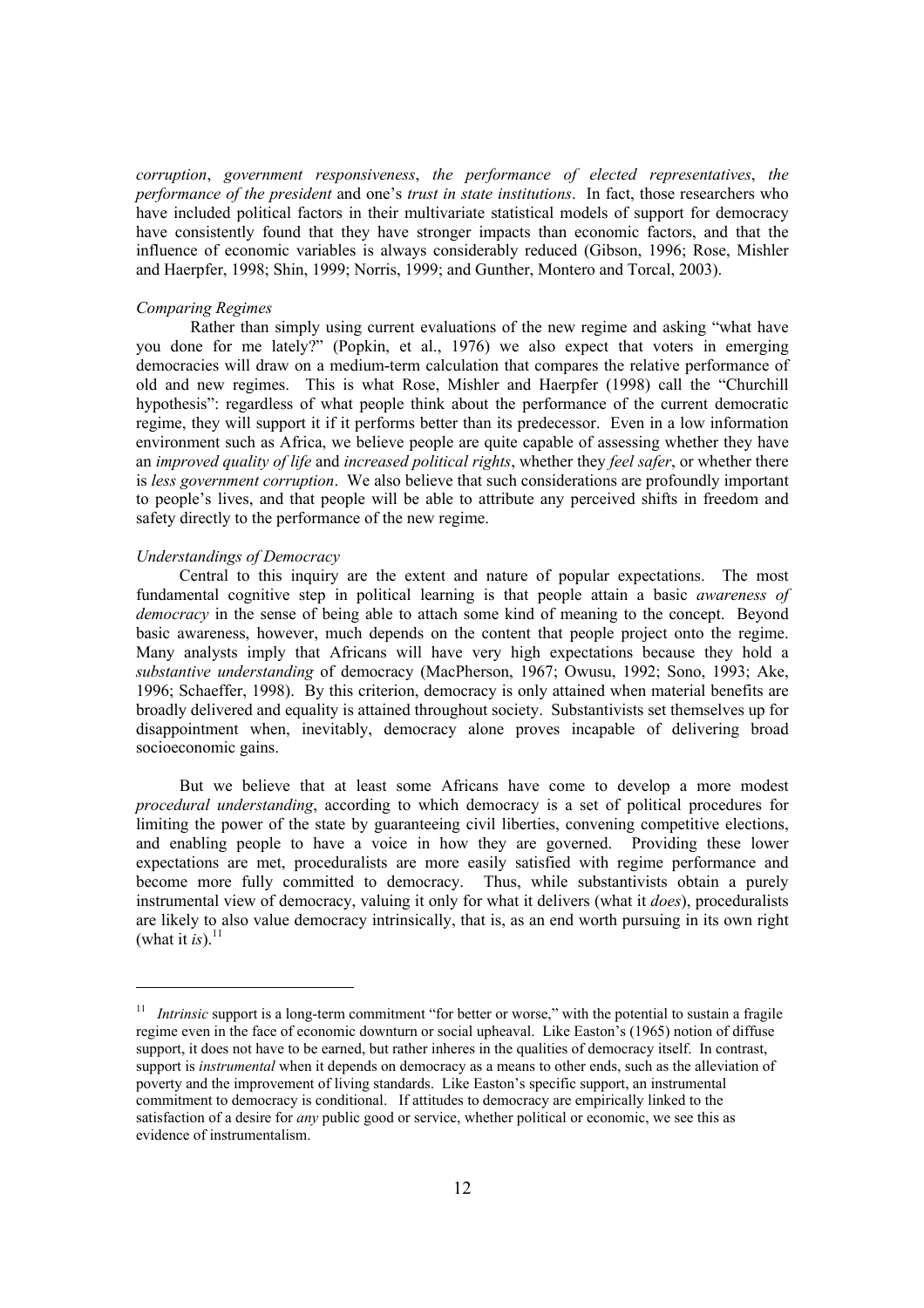*corruption*, *government responsiveness*, *the performance of elected representatives*, *the performance of the president* and one's *trust in state institutions*. In fact, those researchers who have included political factors in their multivariate statistical models of support for democracy have consistently found that they have stronger impacts than economic factors, and that the influence of economic variables is always considerably reduced (Gibson, 1996; Rose, Mishler and Haerpfer, 1998; Shin, 1999; Norris, 1999; and Gunther, Montero and Torcal, 2003).

*Comparing Regimes*

Rather than simply using current evaluations of the new regime and asking "what have you done for me lately?" (Popkin, et al., 1976) we also expect that voters in emerging democracies will draw on a medium-term calculation that compares the relative performance of old and new regimes. This is what Rose, Mishler and Haerpfer (1998) call the "Churchill hypothesis": regardless of what people think about the performance of the current democratic regime, they will support it if it performs better than its predecessor. Even in a low information environment such as Africa, we believe people are quite capable of assessing whether they have an *improved quality of life* and *increased political rights*, whether they *feel safer*, or whether there is *less government corruption*. We also believe that such considerations are profoundly important to people's lives, and that people will be able to attribute any perceived shifts in freedom and safety directly to the performance of the new regime.

*Understandings of Democracy*

Central to this inquiry are the extent and nature of popular expectations. The most fundamental cognitive step in political learning is that people attain a basic *awareness of democracy* in the sense of being able to attach some kind of meaning to the concept. Beyond basic awareness, however, much depends on the content that people project onto the regime. Many analysts imply that Africans will have very high expectations because they hold a *substantive understanding* of democracy (MacPherson, 1967; Owusu, 1992; Sono, 1993; Ake, 1996; Schaeffer, 1998). By this criterion, democracy is only attained when material benefits are broadly delivered and equality is attained throughout society. Substantivists set themselves up for disappointment when, inevitably, democracy alone proves incapable of delivering broad socioeconomic gains.

But we believe that at least some Africans have come to develop a more modest *procedural understanding*, according to which democracy is a set of political procedures for limiting the power of the state by guaranteeing civil liberties, convening competitive elections, and enabling people to have a voice in how they are governed. Providing these lower expectations are met, proceduralists are more easily satisfied with regime performance and become more fully committed to democracy. Thus, while substantivists obtain a purely instrumental view of democracy, valuing it only for what it delivers (what it *does*), proceduralists are likely to also value democracy intrinsically, that is, as an end worth pursuing in its own right (what it *is*).[11]

---

[11] *Intrinsic* support is a long-term commitment "for better or worse," with the potential to sustain a fragile regime even in the face of economic downturn or social upheaval. Like Easton's (1965) notion of diffuse support, it does not have to be earned, but rather inheres in the qualities of democracy itself. In contrast, support is *instrumental* when it depends on democracy as a means to other ends, such as the alleviation of poverty and the improvement of living standards. Like Easton's specific support, an instrumental commitment to democracy is conditional. If attitudes to democracy are empirically linked to the satisfaction of a desire for *any* public good or service, whether political or economic, we see this as evidence of instrumentalism.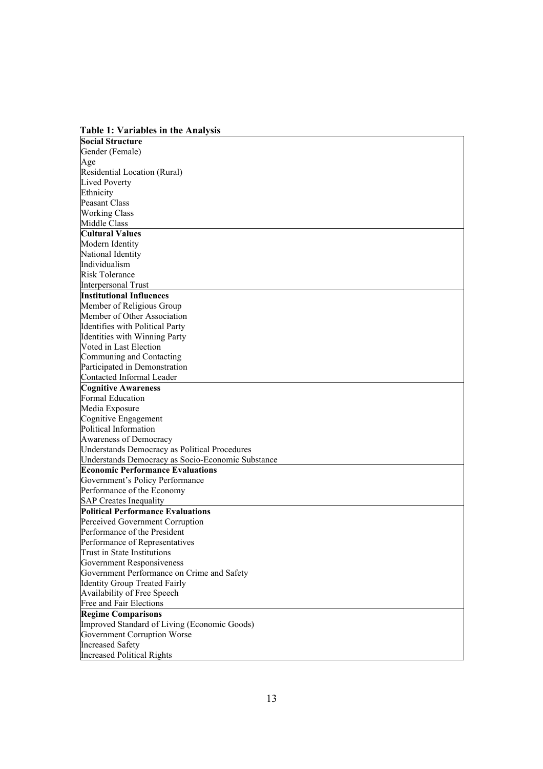**Table 1: Variables in the Analysis**

| |
|---|
| **Social Structure** |
| Gender (Female) |
| Age |
| Residential Location (Rural) |
| Lived Poverty |
| Ethnicity |
| Peasant Class |
| Working Class |
| Middle Class |
| **Cultural Values** |
| Modern Identity |
| National Identity |
| Individualism |
| Risk Tolerance |
| Interpersonal Trust |
| **Institutional Influences** |
| Member of Religious Group |
| Member of Other Association |
| Identifies with Political Party |
| Identities with Winning Party |
| Voted in Last Election |
| Communing and Contacting |
| Participated in Demonstration |
| Contacted Informal Leader |
| **Cognitive Awareness** |
| Formal Education |
| Media Exposure |
| Cognitive Engagement |
| Political Information |
| Awareness of Democracy |
| Understands Democracy as Political Procedures |
| Understands Democracy as Socio-Economic Substance |
| **Economic Performance Evaluations** |
| Government's Policy Performance |
| Performance of the Economy |
| SAP Creates Inequality |
| **Political Performance Evaluations** |
| Perceived Government Corruption |
| Performance of the President |
| Performance of Representatives |
| Trust in State Institutions |
| Government Responsiveness |
| Government Performance on Crime and Safety |
| Identity Group Treated Fairly |
| Availability of Free Speech |
| Free and Fair Elections |
| **Regime Comparisons** |
| Improved Standard of Living (Economic Goods) |
| Government Corruption Worse |
| Increased Safety |
| Increased Political Rights |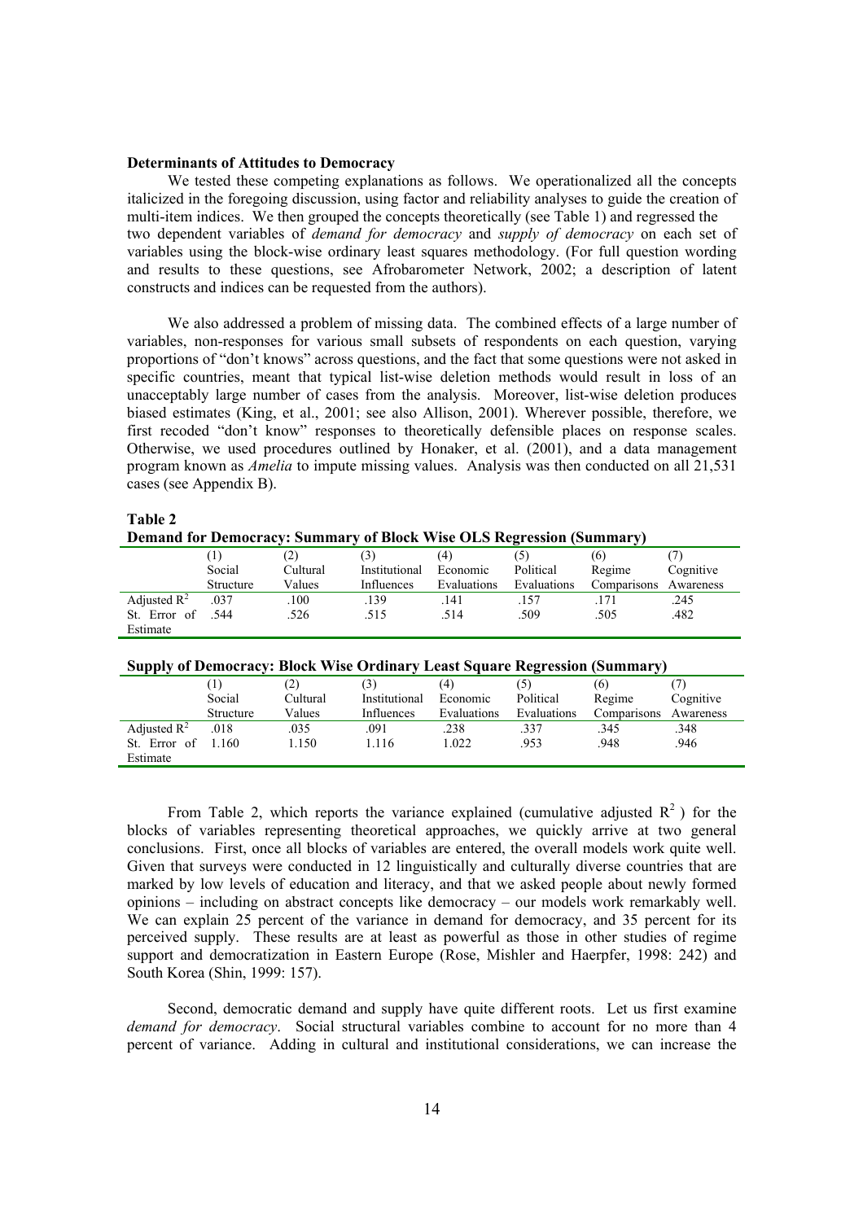**Determinants of Attitudes to Democracy**

We tested these competing explanations as follows. We operationalized all the concepts italicized in the foregoing discussion, using factor and reliability analyses to guide the creation of multi-item indices. We then grouped the concepts theoretically (see Table 1) and regressed the two dependent variables of *demand for democracy* and *supply of democracy* on each set of variables using the block-wise ordinary least squares methodology. (For full question wording and results to these questions, see Afrobarometer Network, 2002; a description of latent constructs and indices can be requested from the authors).

We also addressed a problem of missing data. The combined effects of a large number of variables, non-responses for various small subsets of respondents on each question, varying proportions of "don't knows" across questions, and the fact that some questions were not asked in specific countries, meant that typical list-wise deletion methods would result in loss of an unacceptably large number of cases from the analysis. Moreover, list-wise deletion produces biased estimates (King, et al., 2001; see also Allison, 2001). Wherever possible, therefore, we first recoded "don't know" responses to theoretically defensible places on response scales. Otherwise, we used procedures outlined by Honaker, et al. (2001), and a data management program known as *Amelia* to impute missing values. Analysis was then conducted on all 21,531 cases (see Appendix B).

**Table 2**

**Demand for Democracy: Summary of Block Wise OLS Regression (Summary)**

| | (1) Social Structure | (2) Cultural Values | (3) Institutional Influences | (4) Economic Evaluations | (5) Political Evaluations | (6) Regime Comparisons | (7) Cognitive Awareness |
|---|---|---|---|---|---|---|---|
| Adjusted $R^2$ | .037 | .100 | .139 | .141 | .157 | .171 | .245 |
| St. Error of Estimate | .544 | .526 | .515 | .514 | .509 | .505 | .482 |

**Supply of Democracy: Block Wise Ordinary Least Square Regression (Summary)**

| | (1) Social Structure | (2) Cultural Values | (3) Institutional Influences | (4) Economic Evaluations | (5) Political Evaluations | (6) Regime Comparisons | (7) Cognitive Awareness |
|---|---|---|---|---|---|---|---|
| Adjusted $R^2$ | .018 | .035 | .091 | .238 | .337 | .345 | .348 |
| St. Error of Estimate | 1.160 | 1.150 | 1.116 | 1.022 | .953 | .948 | .946 |

From Table 2, which reports the variance explained (cumulative adjusted $R^2$) for the blocks of variables representing theoretical approaches, we quickly arrive at two general conclusions. First, once all blocks of variables are entered, the overall models work quite well. Given that surveys were conducted in 12 linguistically and culturally diverse countries that are marked by low levels of education and literacy, and that we asked people about newly formed opinions – including on abstract concepts like democracy – our models work remarkably well. We can explain 25 percent of the variance in demand for democracy, and 35 percent for its perceived supply. These results are at least as powerful as those in other studies of regime support and democratization in Eastern Europe (Rose, Mishler and Haerpfer, 1998: 242) and South Korea (Shin, 1999: 157).

Second, democratic demand and supply have quite different roots. Let us first examine *demand for democracy*. Social structural variables combine to account for no more than 4 percent of variance. Adding in cultural and institutional considerations, we can increase the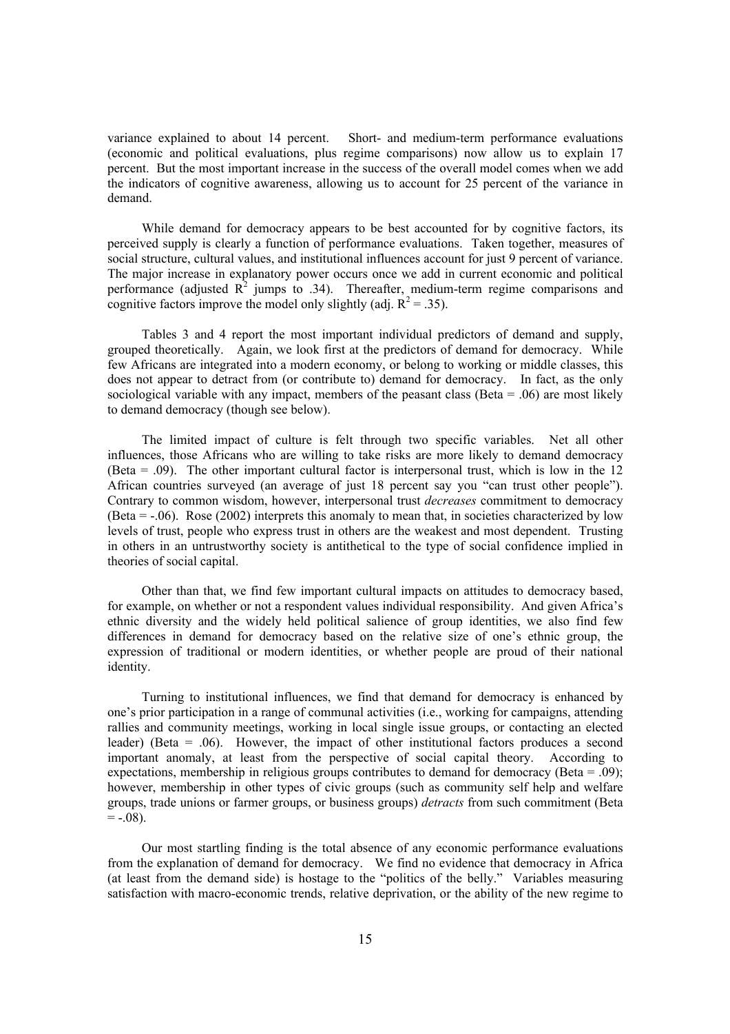variance explained to about 14 percent. Short- and medium-term performance evaluations (economic and political evaluations, plus regime comparisons) now allow us to explain 17 percent. But the most important increase in the success of the overall model comes when we add the indicators of cognitive awareness, allowing us to account for 25 percent of the variance in demand.

While demand for democracy appears to be best accounted for by cognitive factors, its perceived supply is clearly a function of performance evaluations. Taken together, measures of social structure, cultural values, and institutional influences account for just 9 percent of variance. The major increase in explanatory power occurs once we add in current economic and political performance (adjusted $R^2$ jumps to .34). Thereafter, medium-term regime comparisons and cognitive factors improve the model only slightly (adj. $R^2 = .35$).

Tables 3 and 4 report the most important individual predictors of demand and supply, grouped theoretically. Again, we look first at the predictors of demand for democracy. While few Africans are integrated into a modern economy, or belong to working or middle classes, this does not appear to detract from (or contribute to) demand for democracy. In fact, as the only sociological variable with any impact, members of the peasant class (Beta = .06) are most likely to demand democracy (though see below).

The limited impact of culture is felt through two specific variables. Net all other influences, those Africans who are willing to take risks are more likely to demand democracy (Beta = .09). The other important cultural factor is interpersonal trust, which is low in the 12 African countries surveyed (an average of just 18 percent say you "can trust other people"). Contrary to common wisdom, however, interpersonal trust *decreases* commitment to democracy (Beta = -.06). Rose (2002) interprets this anomaly to mean that, in societies characterized by low levels of trust, people who express trust in others are the weakest and most dependent. Trusting in others in an untrustworthy society is antithetical to the type of social confidence implied in theories of social capital.

Other than that, we find few important cultural impacts on attitudes to democracy based, for example, on whether or not a respondent values individual responsibility. And given Africa's ethnic diversity and the widely held political salience of group identities, we also find few differences in demand for democracy based on the relative size of one's ethnic group, the expression of traditional or modern identities, or whether people are proud of their national identity.

Turning to institutional influences, we find that demand for democracy is enhanced by one's prior participation in a range of communal activities (i.e., working for campaigns, attending rallies and community meetings, working in local single issue groups, or contacting an elected leader) (Beta = .06). However, the impact of other institutional factors produces a second important anomaly, at least from the perspective of social capital theory. According to expectations, membership in religious groups contributes to demand for democracy (Beta = .09); however, membership in other types of civic groups (such as community self help and welfare groups, trade unions or farmer groups, or business groups) *detracts* from such commitment (Beta = -.08).

Our most startling finding is the total absence of any economic performance evaluations from the explanation of demand for democracy. We find no evidence that democracy in Africa (at least from the demand side) is hostage to the "politics of the belly." Variables measuring satisfaction with macro-economic trends, relative deprivation, or the ability of the new regime to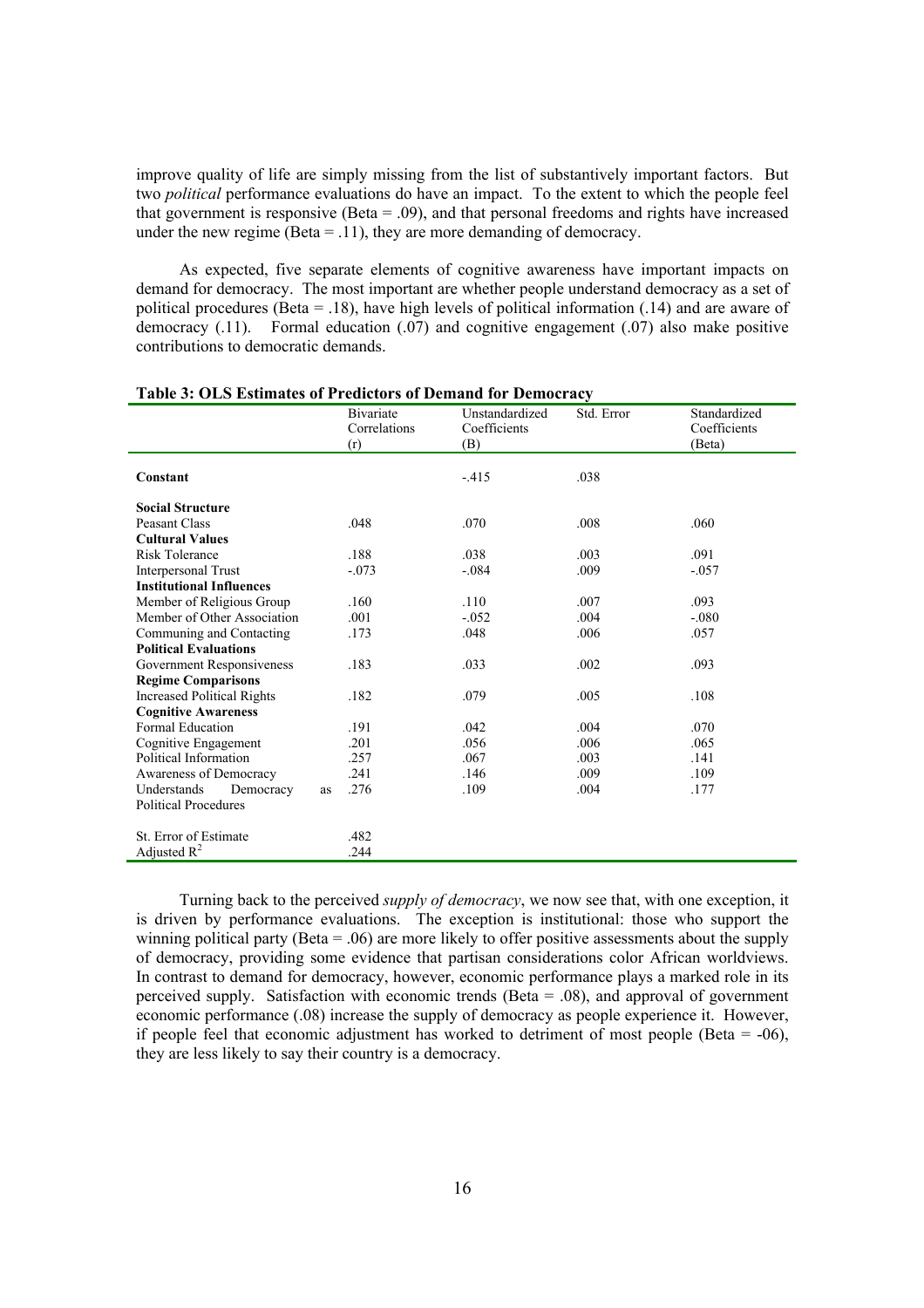improve quality of life are simply missing from the list of substantively important factors. But two *political* performance evaluations do have an impact. To the extent to which the people feel that government is responsive (Beta = .09), and that personal freedoms and rights have increased under the new regime (Beta = .11), they are more demanding of democracy.

As expected, five separate elements of cognitive awareness have important impacts on demand for democracy. The most important are whether people understand democracy as a set of political procedures (Beta = .18), have high levels of political information (.14) and are aware of democracy (.11). Formal education (.07) and cognitive engagement (.07) also make positive contributions to democratic demands.

**Table 3: OLS Estimates of Predictors of Demand for Democracy**

| | Bivariate Correlations (r) | Unstandardized Coefficients (B) | Std. Error | Standardized Coefficients (Beta) |
|---|---|---|---|---|
| **Constant** | | -.415 | .038 | |
| **Social Structure** | | | | |
| Peasant Class | .048 | .070 | .008 | .060 |
| **Cultural Values** | | | | |
| Risk Tolerance | .188 | .038 | .003 | .091 |
| Interpersonal Trust | -.073 | -.084 | .009 | -.057 |
| **Institutional Influences** | | | | |
| Member of Religious Group | .160 | .110 | .007 | .093 |
| Member of Other Association | .001 | -.052 | .004 | -.080 |
| Communing and Contacting | .173 | .048 | .006 | .057 |
| **Political Evaluations** | | | | |
| Government Responsiveness | .183 | .033 | .002 | .093 |
| **Regime Comparisons** | | | | |
| Increased Political Rights | .182 | .079 | .005 | .108 |
| **Cognitive Awareness** | | | | |
| Formal Education | .191 | .042 | .004 | .070 |
| Cognitive Engagement | .201 | .056 | .006 | .065 |
| Political Information | .257 | .067 | .003 | .141 |
| Awareness of Democracy | .241 | .146 | .009 | .109 |
| Understands Democracy as Political Procedures | .276 | .109 | .004 | .177 |
| St. Error of Estimate | .482 | | | |
| Adjusted $R^2$ | .244 | | | |

Turning back to the perceived *supply of democracy*, we now see that, with one exception, it is driven by performance evaluations. The exception is institutional: those who support the winning political party (Beta = .06) are more likely to offer positive assessments about the supply of democracy, providing some evidence that partisan considerations color African worldviews. In contrast to demand for democracy, however, economic performance plays a marked role in its perceived supply. Satisfaction with economic trends (Beta = .08), and approval of government economic performance (.08) increase the supply of democracy as people experience it. However, if people feel that economic adjustment has worked to detriment of most people (Beta = -06), they are less likely to say their country is a democracy.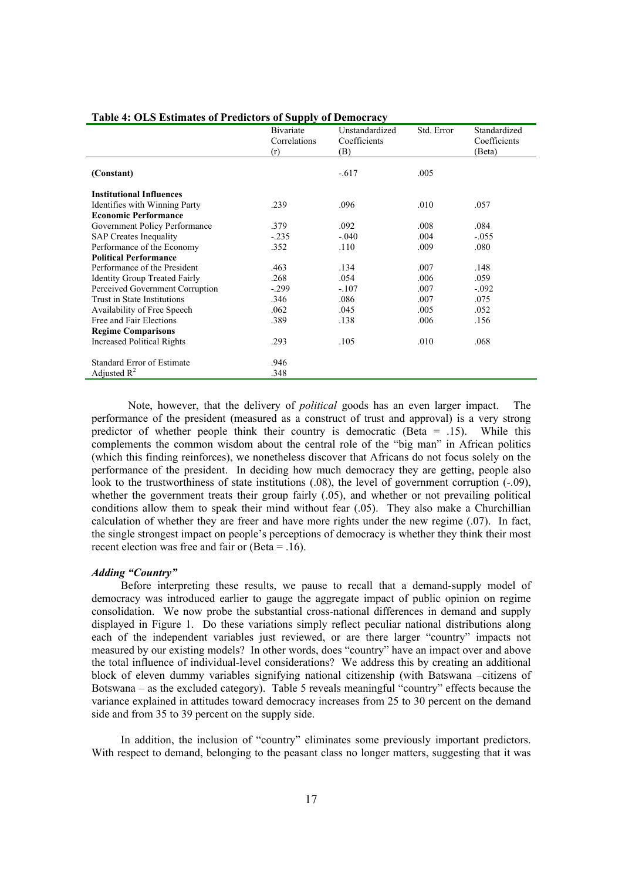**Table 4: OLS Estimates of Predictors of Supply of Democracy**

| | Bivariate Correlations (r) | Unstandardized Coefficients (B) | Std. Error | Standardized Coefficients (Beta) |
|---|---|---|---|---|
| **(Constant)** | | -.617 | .005 | |
| **Institutional Influences** | | | | |
| Identifies with Winning Party | .239 | .096 | .010 | .057 |
| **Economic Performance** | | | | |
| Government Policy Performance | .379 | .092 | .008 | .084 |
| SAP Creates Inequality | -.235 | -.040 | .004 | -.055 |
| Performance of the Economy | .352 | .110 | .009 | .080 |
| **Political Performance** | | | | |
| Performance of the President | .463 | .134 | .007 | .148 |
| Identity Group Treated Fairly | .268 | .054 | .006 | .059 |
| Perceived Government Corruption | -.299 | -.107 | .007 | -.092 |
| Trust in State Institutions | .346 | .086 | .007 | .075 |
| Availability of Free Speech | .062 | .045 | .005 | .052 |
| Free and Fair Elections | .389 | .138 | .006 | .156 |
| **Regime Comparisons** | | | | |
| Increased Political Rights | .293 | .105 | .010 | .068 |
| Standard Error of Estimate | .946 | | | |
| Adjusted $R^2$ | .348 | | | |

Note, however, that the delivery of *political* goods has an even larger impact. The performance of the president (measured as a construct of trust and approval) is a very strong predictor of whether people think their country is democratic (Beta = .15). While this complements the common wisdom about the central role of the "big man" in African politics (which this finding reinforces), we nonetheless discover that Africans do not focus solely on the performance of the president. In deciding how much democracy they are getting, people also look to the trustworthiness of state institutions (.08), the level of government corruption (-.09), whether the government treats their group fairly (.05), and whether or not prevailing political conditions allow them to speak their mind without fear (.05). They also make a Churchillian calculation of whether they are freer and have more rights under the new regime (.07). In fact, the single strongest impact on people's perceptions of democracy is whether they think their most recent election was free and fair or (Beta = .16).

### *Adding "Country"*

Before interpreting these results, we pause to recall that a demand-supply model of democracy was introduced earlier to gauge the aggregate impact of public opinion on regime consolidation. We now probe the substantial cross-national differences in demand and supply displayed in Figure 1. Do these variations simply reflect peculiar national distributions along each of the independent variables just reviewed, or are there larger "country" impacts not measured by our existing models? In other words, does "country" have an impact over and above the total influence of individual-level considerations? We address this by creating an additional block of eleven dummy variables signifying national citizenship (with Batswana –citizens of Botswana – as the excluded category). Table 5 reveals meaningful "country" effects because the variance explained in attitudes toward democracy increases from 25 to 30 percent on the demand side and from 35 to 39 percent on the supply side.

In addition, the inclusion of "country" eliminates some previously important predictors. With respect to demand, belonging to the peasant class no longer matters, suggesting that it was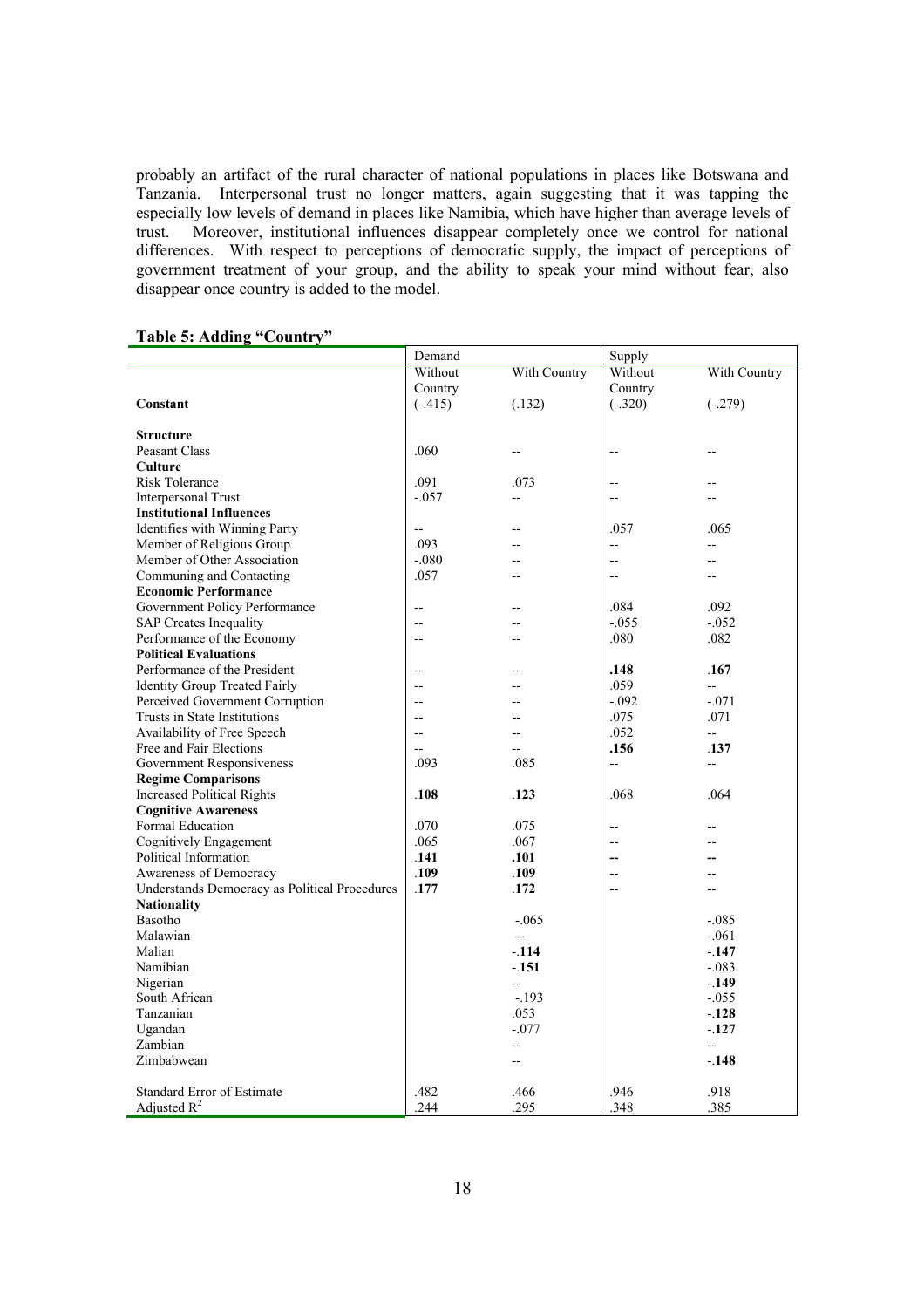probably an artifact of the rural character of national populations in places like Botswana and Tanzania. Interpersonal trust no longer matters, again suggesting that it was tapping the especially low levels of demand in places like Namibia, which have higher than average levels of trust. Moreover, institutional influences disappear completely once we control for national differences. With respect to perceptions of democratic supply, the impact of perceptions of government treatment of your group, and the ability to speak your mind without fear, also disappear once country is added to the model.

**Table 5: Adding "Country"**

| | Demand | | Supply | |
|---|---|---|---|---|
| | Without Country | With Country | Without Country | With Country |
| **Constant** | (-.415) | (.132) | (-.320) | (-.279) |
| **Structure** | | | | |
| Peasant Class | .060 | -- | -- | -- |
| **Culture** | | | | |
| Risk Tolerance | .091 | .073 | -- | -- |
| Interpersonal Trust | -.057 | -- | -- | -- |
| **Institutional Influences** | | | | |
| Identifies with Winning Party | -- | -- | .057 | .065 |
| Member of Religious Group | .093 | -- | -- | -- |
| Member of Other Association | -.080 | -- | -- | -- |
| Communing and Contacting | .057 | -- | -- | -- |
| **Economic Performance** | | | | |
| Government Policy Performance | -- | -- | .084 | .092 |
| SAP Creates Inequality | -- | -- | -.055 | -.052 |
| Performance of the Economy | -- | -- | .080 | .082 |
| **Political Evaluations** | | | | |
| Performance of the President | -- | -- | **.148** | **.167** |
| Identity Group Treated Fairly | -- | -- | .059 | -- |
| Perceived Government Corruption | -- | -- | -.092 | -.071 |
| Trusts in State Institutions | -- | -- | .075 | .071 |
| Availability of Free Speech | -- | -- | .052 | -- |
| Free and Fair Elections | -- | -- | **.156** | **.137** |
| Government Responsiveness | .093 | .085 | -- | -- |
| **Regime Comparisons** | | | | |
| Increased Political Rights | **.108** | **.123** | .068 | .064 |
| **Cognitive Awareness** | | | | |
| Formal Education | .070 | .075 | -- | -- |
| Cognitively Engagement | .065 | .067 | -- | -- |
| Political Information | **.141** | **.101** | -- | -- |
| Awareness of Democracy | **.109** | **.109** | -- | -- |
| Understands Democracy as Political Procedures | **.177** | **.172** | -- | -- |
| **Nationality** | | | | |
| Basotho | | -.065 | | -.085 |
| Malawian | | -- | | -.061 |
| Malian | | -**.114** | | -**.147** |
| Namibian | | -**.151** | | -.083 |
| Nigerian | | -- | | -**.149** |
| South African | | -.193 | | -.055 |
| Tanzanian | | .053 | | -**.128** |
| Ugandan | | -.077 | | -**.127** |
| Zambian | | -- | | -- |
| Zimbabwean | | -- | | -**.148** |
| Standard Error of Estimate | .482 | .466 | .946 | .918 |
| Adjusted $R^2$ | .244 | .295 | .348 | .385 |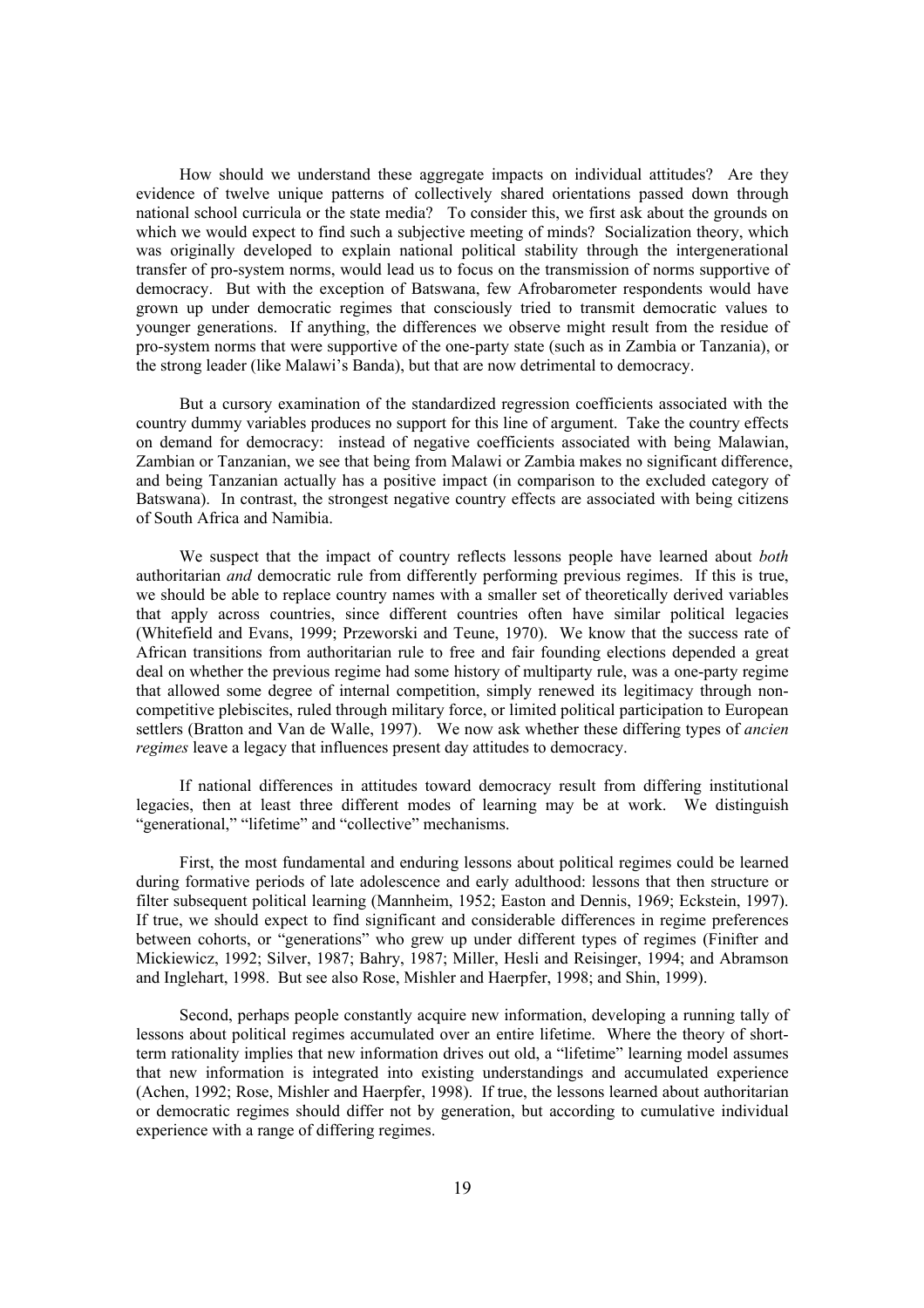How should we understand these aggregate impacts on individual attitudes? Are they evidence of twelve unique patterns of collectively shared orientations passed down through national school curricula or the state media? To consider this, we first ask about the grounds on which we would expect to find such a subjective meeting of minds? Socialization theory, which was originally developed to explain national political stability through the intergenerational transfer of pro-system norms, would lead us to focus on the transmission of norms supportive of democracy. But with the exception of Batswana, few Afrobarometer respondents would have grown up under democratic regimes that consciously tried to transmit democratic values to younger generations. If anything, the differences we observe might result from the residue of pro-system norms that were supportive of the one-party state (such as in Zambia or Tanzania), or the strong leader (like Malawi's Banda), but that are now detrimental to democracy.

But a cursory examination of the standardized regression coefficients associated with the country dummy variables produces no support for this line of argument. Take the country effects on demand for democracy: instead of negative coefficients associated with being Malawian, Zambian or Tanzanian, we see that being from Malawi or Zambia makes no significant difference, and being Tanzanian actually has a positive impact (in comparison to the excluded category of Batswana). In contrast, the strongest negative country effects are associated with being citizens of South Africa and Namibia.

We suspect that the impact of country reflects lessons people have learned about *both* authoritarian *and* democratic rule from differently performing previous regimes. If this is true, we should be able to replace country names with a smaller set of theoretically derived variables that apply across countries, since different countries often have similar political legacies (Whitefield and Evans, 1999; Przeworski and Teune, 1970). We know that the success rate of African transitions from authoritarian rule to free and fair founding elections depended a great deal on whether the previous regime had some history of multiparty rule, was a one-party regime that allowed some degree of internal competition, simply renewed its legitimacy through non-competitive plebiscites, ruled through military force, or limited political participation to European settlers (Bratton and Van de Walle, 1997). We now ask whether these differing types of *ancien regimes* leave a legacy that influences present day attitudes to democracy.

If national differences in attitudes toward democracy result from differing institutional legacies, then at least three different modes of learning may be at work. We distinguish "generational," "lifetime" and "collective" mechanisms.

First, the most fundamental and enduring lessons about political regimes could be learned during formative periods of late adolescence and early adulthood: lessons that then structure or filter subsequent political learning (Mannheim, 1952; Easton and Dennis, 1969; Eckstein, 1997). If true, we should expect to find significant and considerable differences in regime preferences between cohorts, or "generations" who grew up under different types of regimes (Finifter and Mickiewicz, 1992; Silver, 1987; Bahry, 1987; Miller, Hesli and Reisinger, 1994; and Abramson and Inglehart, 1998. But see also Rose, Mishler and Haerpfer, 1998; and Shin, 1999).

Second, perhaps people constantly acquire new information, developing a running tally of lessons about political regimes accumulated over an entire lifetime. Where the theory of short-term rationality implies that new information drives out old, a "lifetime" learning model assumes that new information is integrated into existing understandings and accumulated experience (Achen, 1992; Rose, Mishler and Haerpfer, 1998). If true, the lessons learned about authoritarian or democratic regimes should differ not by generation, but according to cumulative individual experience with a range of differing regimes.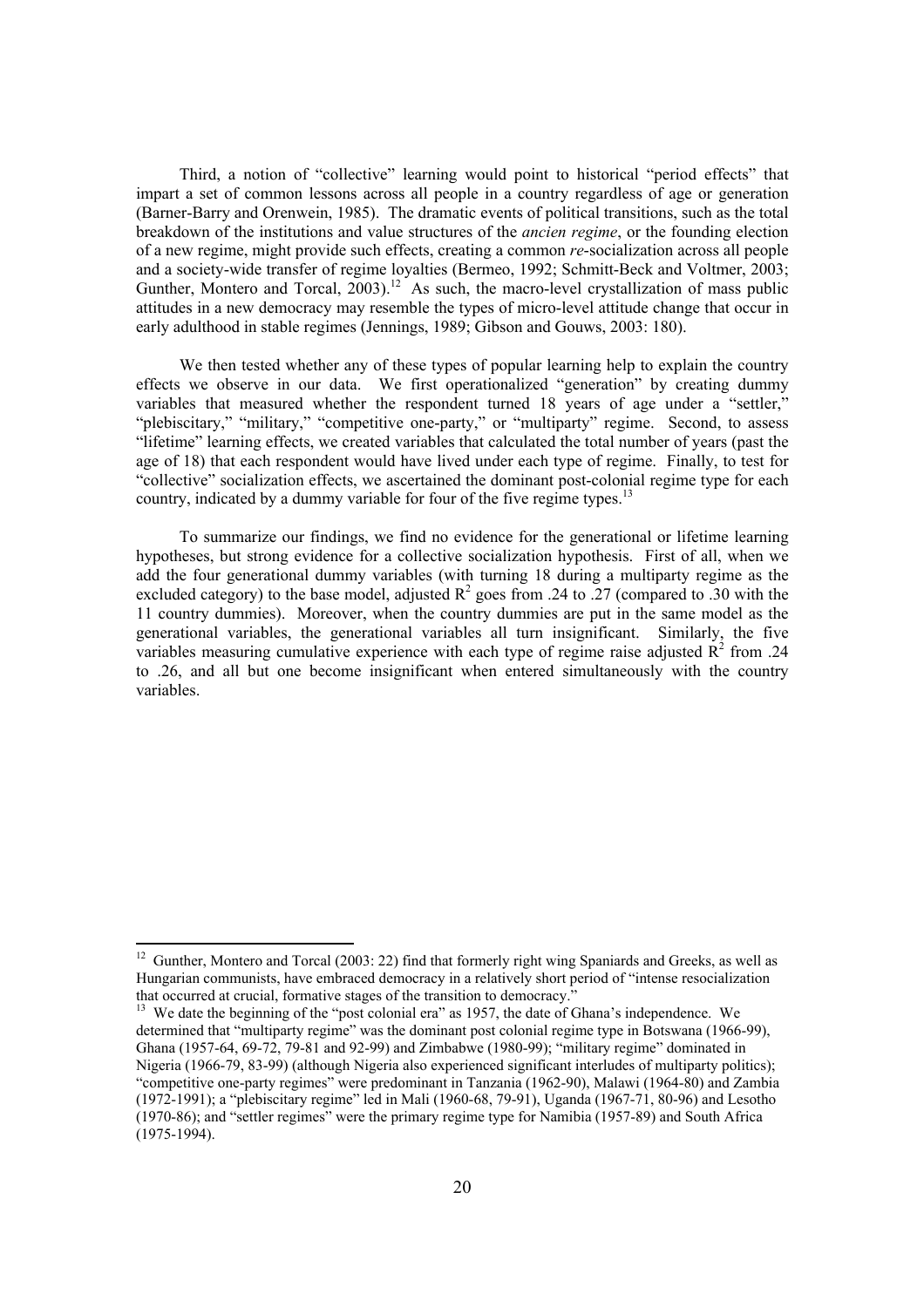Third, a notion of "collective" learning would point to historical "period effects" that impart a set of common lessons across all people in a country regardless of age or generation (Barner-Barry and Orenwein, 1985). The dramatic events of political transitions, such as the total breakdown of the institutions and value structures of the *ancien regime*, or the founding election of a new regime, might provide such effects, creating a common *re*-socialization across all people and a society-wide transfer of regime loyalties (Bermeo, 1992; Schmitt-Beck and Voltmer, 2003; Gunther, Montero and Torcal, 2003).[12] As such, the macro-level crystallization of mass public attitudes in a new democracy may resemble the types of micro-level attitude change that occur in early adulthood in stable regimes (Jennings, 1989; Gibson and Gouws, 2003: 180).

We then tested whether any of these types of popular learning help to explain the country effects we observe in our data. We first operationalized "generation" by creating dummy variables that measured whether the respondent turned 18 years of age under a "settler," "plebiscitary," "military," "competitive one-party," or "multiparty" regime. Second, to assess "lifetime" learning effects, we created variables that calculated the total number of years (past the age of 18) that each respondent would have lived under each type of regime. Finally, to test for "collective" socialization effects, we ascertained the dominant post-colonial regime type for each country, indicated by a dummy variable for four of the five regime types.[13]

To summarize our findings, we find no evidence for the generational or lifetime learning hypotheses, but strong evidence for a collective socialization hypothesis. First of all, when we add the four generational dummy variables (with turning 18 during a multiparty regime as the excluded category) to the base model, adjusted $R^2$ goes from .24 to .27 (compared to .30 with the 11 country dummies). Moreover, when the country dummies are put in the same model as the generational variables, the generational variables all turn insignificant. Similarly, the five variables measuring cumulative experience with each type of regime raise adjusted $R^2$ from .24 to .26, and all but one become insignificant when entered simultaneously with the country variables.

---

[12] Gunther, Montero and Torcal (2003: 22) find that formerly right wing Spaniards and Greeks, as well as Hungarian communists, have embraced democracy in a relatively short period of "intense resocialization that occurred at crucial, formative stages of the transition to democracy."

[13] We date the beginning of the "post colonial era" as 1957, the date of Ghana's independence. We determined that "multiparty regime" was the dominant post colonial regime type in Botswana (1966-99), Ghana (1957-64, 69-72, 79-81 and 92-99) and Zimbabwe (1980-99); "military regime" dominated in Nigeria (1966-79, 83-99) (although Nigeria also experienced significant interludes of multiparty politics); "competitive one-party regimes" were predominant in Tanzania (1962-90), Malawi (1964-80) and Zambia (1972-1991); a "plebiscitary regime" led in Mali (1960-68, 79-91), Uganda (1967-71, 80-96) and Lesotho (1970-86); and "settler regimes" were the primary regime type for Namibia (1957-89) and South Africa (1975-1994).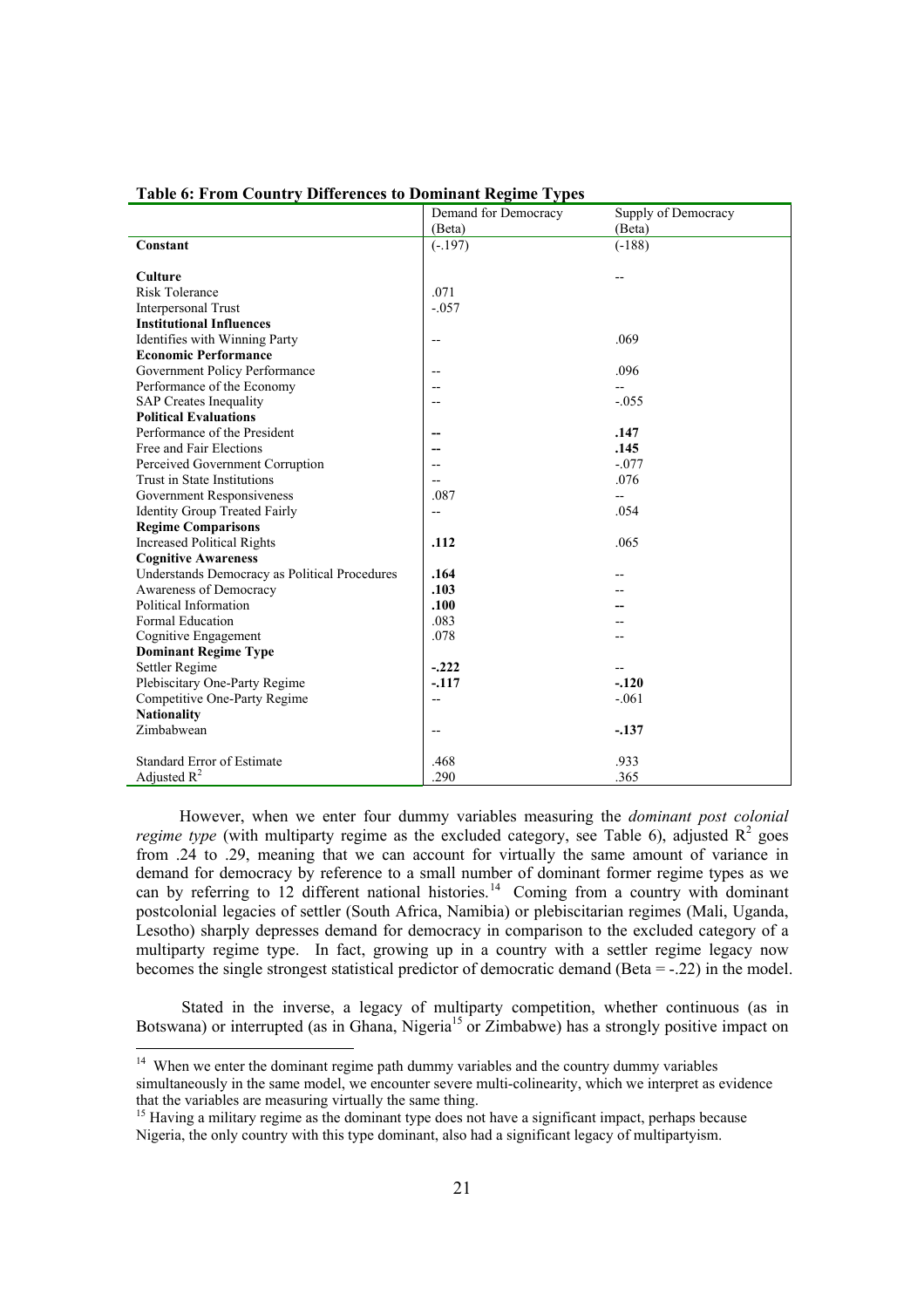**Table 6: From Country Differences to Dominant Regime Types**

| | Demand for Democracy (Beta) | Supply of Democracy (Beta) |
|---|---|---|
| **Constant** | (-.197) | (-188) |
| **Culture** | | -- |
| Risk Tolerance | .071 | |
| Interpersonal Trust | -.057 | |
| **Institutional Influences** | | |
| Identifies with Winning Party | -- | .069 |
| **Economic Performance** | | |
| Government Policy Performance | -- | .096 |
| Performance of the Economy | -- | -- |
| SAP Creates Inequality | -- | -.055 |
| **Political Evaluations** | | |
| Performance of the President | **--** | **.147** |
| Free and Fair Elections | **--** | **.145** |
| Perceived Government Corruption | -- | -.077 |
| Trust in State Institutions | -- | .076 |
| Government Responsiveness | .087 | -- |
| Identity Group Treated Fairly | -- | .054 |
| **Regime Comparisons** | | |
| Increased Political Rights | **.112** | .065 |
| **Cognitive Awareness** | | |
| Understands Democracy as Political Procedures | **.164** | -- |
| Awareness of Democracy | **.103** | -- |
| Political Information | **.100** | **--** |
| Formal Education | .083 | -- |
| Cognitive Engagement | .078 | -- |
| **Dominant Regime Type** | | |
| Settler Regime | **-.222** | -- |
| Plebiscitary One-Party Regime | **-.117** | **-.120** |
| Competitive One-Party Regime | -- | -.061 |
| **Nationality** | | |
| Zimbabwean | -- | **-.137** |
| Standard Error of Estimate | .468 | .933 |
| Adjusted $R^2$ | .290 | .365 |

However, when we enter four dummy variables measuring the *dominant post colonial regime type* (with multiparty regime as the excluded category, see Table 6), adjusted $R^2$ goes from .24 to .29, meaning that we can account for virtually the same amount of variance in demand for democracy by reference to a small number of dominant former regime types as we can by referring to 12 different national histories.[14] Coming from a country with dominant postcolonial legacies of settler (South Africa, Namibia) or plebiscitarian regimes (Mali, Uganda, Lesotho) sharply depresses demand for democracy in comparison to the excluded category of a multiparty regime type. In fact, growing up in a country with a settler regime legacy now becomes the single strongest statistical predictor of democratic demand (Beta = -.22) in the model.

Stated in the inverse, a legacy of multiparty competition, whether continuous (as in Botswana) or interrupted (as in Ghana, Nigeria[15] or Zimbabwe) has a strongly positive impact on

---

[14] When we enter the dominant regime path dummy variables and the country dummy variables simultaneously in the same model, we encounter severe multi-colinearity, which we interpret as evidence that the variables are measuring virtually the same thing.

[15] Having a military regime as the dominant type does not have a significant impact, perhaps because Nigeria, the only country with this type dominant, also had a significant legacy of multipartyism.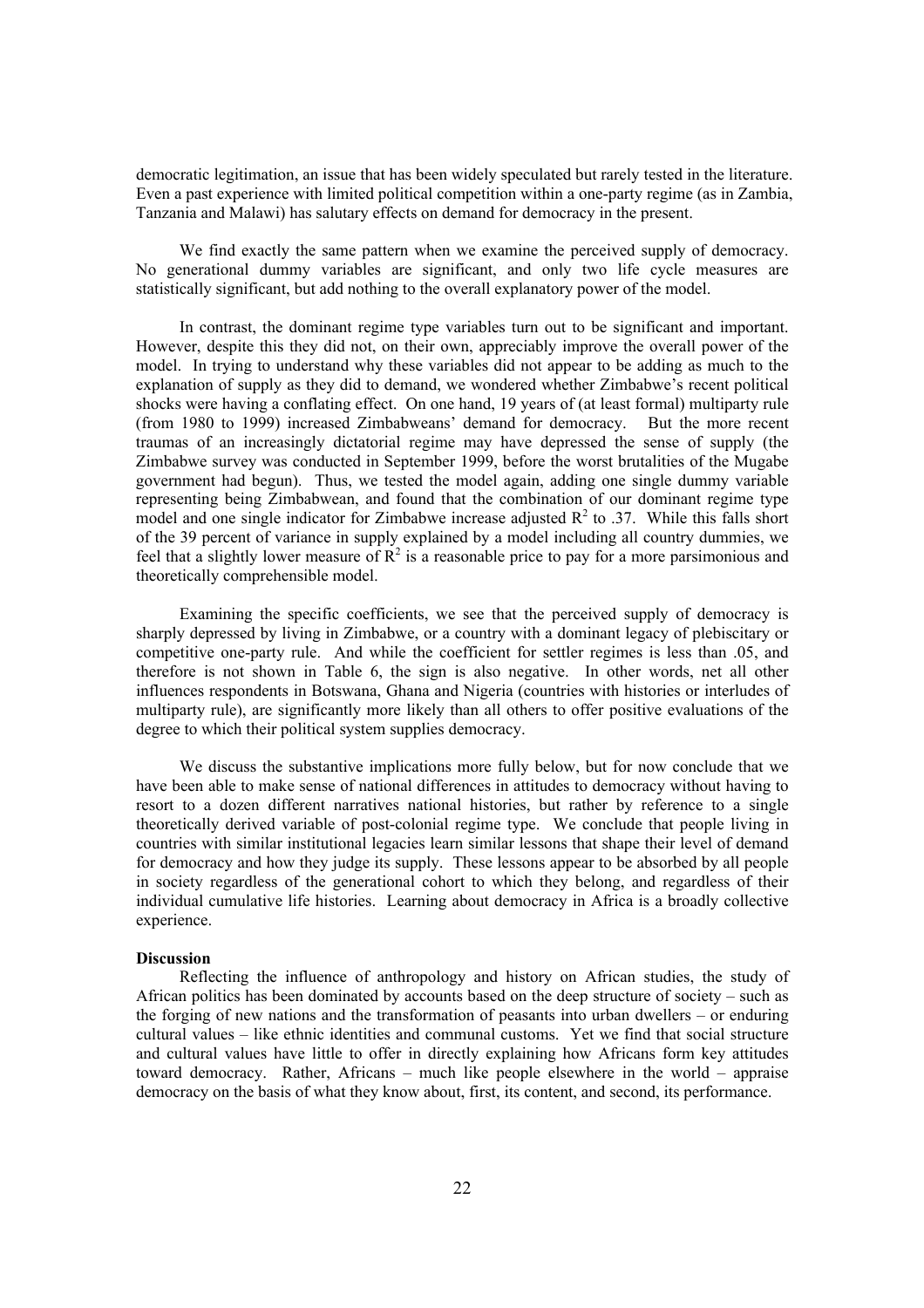democratic legitimation, an issue that has been widely speculated but rarely tested in the literature. Even a past experience with limited political competition within a one-party regime (as in Zambia, Tanzania and Malawi) has salutary effects on demand for democracy in the present.

We find exactly the same pattern when we examine the perceived supply of democracy. No generational dummy variables are significant, and only two life cycle measures are statistically significant, but add nothing to the overall explanatory power of the model.

In contrast, the dominant regime type variables turn out to be significant and important. However, despite this they did not, on their own, appreciably improve the overall power of the model. In trying to understand why these variables did not appear to be adding as much to the explanation of supply as they did to demand, we wondered whether Zimbabwe's recent political shocks were having a conflating effect. On one hand, 19 years of (at least formal) multiparty rule (from 1980 to 1999) increased Zimbabweans' demand for democracy. But the more recent traumas of an increasingly dictatorial regime may have depressed the sense of supply (the Zimbabwe survey was conducted in September 1999, before the worst brutalities of the Mugabe government had begun). Thus, we tested the model again, adding one single dummy variable representing being Zimbabwean, and found that the combination of our dominant regime type model and one single indicator for Zimbabwe increase adjusted $R^2$ to .37. While this falls short of the 39 percent of variance in supply explained by a model including all country dummies, we feel that a slightly lower measure of $R^2$ is a reasonable price to pay for a more parsimonious and theoretically comprehensible model.

Examining the specific coefficients, we see that the perceived supply of democracy is sharply depressed by living in Zimbabwe, or a country with a dominant legacy of plebiscitary or competitive one-party rule. And while the coefficient for settler regimes is less than .05, and therefore is not shown in Table 6, the sign is also negative. In other words, net all other influences respondents in Botswana, Ghana and Nigeria (countries with histories or interludes of multiparty rule), are significantly more likely than all others to offer positive evaluations of the degree to which their political system supplies democracy.

We discuss the substantive implications more fully below, but for now conclude that we have been able to make sense of national differences in attitudes to democracy without having to resort to a dozen different narratives national histories, but rather by reference to a single theoretically derived variable of post-colonial regime type. We conclude that people living in countries with similar institutional legacies learn similar lessons that shape their level of demand for democracy and how they judge its supply. These lessons appear to be absorbed by all people in society regardless of the generational cohort to which they belong, and regardless of their individual cumulative life histories. Learning about democracy in Africa is a broadly collective experience.

**Discussion**

Reflecting the influence of anthropology and history on African studies, the study of African politics has been dominated by accounts based on the deep structure of society – such as the forging of new nations and the transformation of peasants into urban dwellers – or enduring cultural values – like ethnic identities and communal customs. Yet we find that social structure and cultural values have little to offer in directly explaining how Africans form key attitudes toward democracy. Rather, Africans – much like people elsewhere in the world – appraise democracy on the basis of what they know about, first, its content, and second, its performance.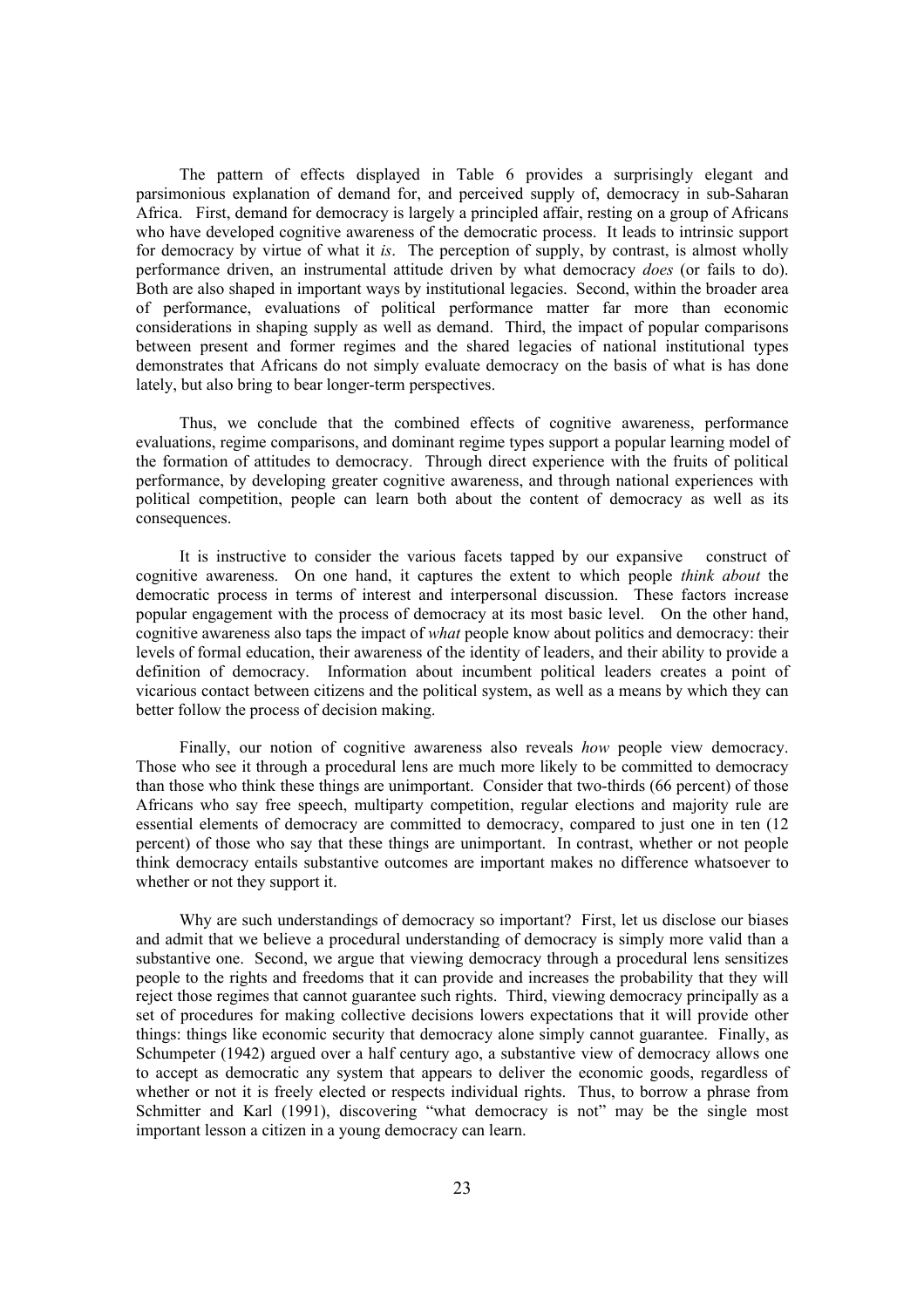The pattern of effects displayed in Table 6 provides a surprisingly elegant and parsimonious explanation of demand for, and perceived supply of, democracy in sub-Saharan Africa. First, demand for democracy is largely a principled affair, resting on a group of Africans who have developed cognitive awareness of the democratic process. It leads to intrinsic support for democracy by virtue of what it *is*. The perception of supply, by contrast, is almost wholly performance driven, an instrumental attitude driven by what democracy *does* (or fails to do). Both are also shaped in important ways by institutional legacies. Second, within the broader area of performance, evaluations of political performance matter far more than economic considerations in shaping supply as well as demand. Third, the impact of popular comparisons between present and former regimes and the shared legacies of national institutional types demonstrates that Africans do not simply evaluate democracy on the basis of what is has done lately, but also bring to bear longer-term perspectives.

Thus, we conclude that the combined effects of cognitive awareness, performance evaluations, regime comparisons, and dominant regime types support a popular learning model of the formation of attitudes to democracy. Through direct experience with the fruits of political performance, by developing greater cognitive awareness, and through national experiences with political competition, people can learn both about the content of democracy as well as its consequences.

It is instructive to consider the various facets tapped by our expansive construct of cognitive awareness. On one hand, it captures the extent to which people *think about* the democratic process in terms of interest and interpersonal discussion. These factors increase popular engagement with the process of democracy at its most basic level. On the other hand, cognitive awareness also taps the impact of *what* people know about politics and democracy: their levels of formal education, their awareness of the identity of leaders, and their ability to provide a definition of democracy. Information about incumbent political leaders creates a point of vicarious contact between citizens and the political system, as well as a means by which they can better follow the process of decision making.

Finally, our notion of cognitive awareness also reveals *how* people view democracy. Those who see it through a procedural lens are much more likely to be committed to democracy than those who think these things are unimportant. Consider that two-thirds (66 percent) of those Africans who say free speech, multiparty competition, regular elections and majority rule are essential elements of democracy are committed to democracy, compared to just one in ten (12 percent) of those who say that these things are unimportant. In contrast, whether or not people think democracy entails substantive outcomes are important makes no difference whatsoever to whether or not they support it.

Why are such understandings of democracy so important? First, let us disclose our biases and admit that we believe a procedural understanding of democracy is simply more valid than a substantive one. Second, we argue that viewing democracy through a procedural lens sensitizes people to the rights and freedoms that it can provide and increases the probability that they will reject those regimes that cannot guarantee such rights. Third, viewing democracy principally as a set of procedures for making collective decisions lowers expectations that it will provide other things: things like economic security that democracy alone simply cannot guarantee. Finally, as Schumpeter (1942) argued over a half century ago, a substantive view of democracy allows one to accept as democratic any system that appears to deliver the economic goods, regardless of whether or not it is freely elected or respects individual rights. Thus, to borrow a phrase from Schmitter and Karl (1991), discovering "what democracy is not" may be the single most important lesson a citizen in a young democracy can learn.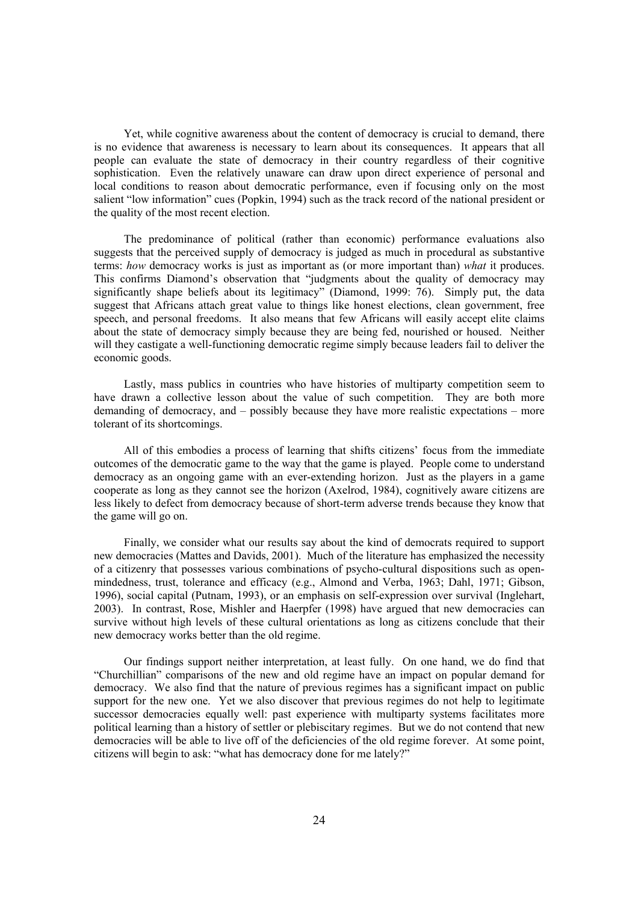Yet, while cognitive awareness about the content of democracy is crucial to demand, there is no evidence that awareness is necessary to learn about its consequences. It appears that all people can evaluate the state of democracy in their country regardless of their cognitive sophistication. Even the relatively unaware can draw upon direct experience of personal and local conditions to reason about democratic performance, even if focusing only on the most salient "low information" cues (Popkin, 1994) such as the track record of the national president or the quality of the most recent election.

The predominance of political (rather than economic) performance evaluations also suggests that the perceived supply of democracy is judged as much in procedural as substantive terms: *how* democracy works is just as important as (or more important than) *what* it produces. This confirms Diamond's observation that "judgments about the quality of democracy may significantly shape beliefs about its legitimacy" (Diamond, 1999: 76). Simply put, the data suggest that Africans attach great value to things like honest elections, clean government, free speech, and personal freedoms. It also means that few Africans will easily accept elite claims about the state of democracy simply because they are being fed, nourished or housed. Neither will they castigate a well-functioning democratic regime simply because leaders fail to deliver the economic goods.

Lastly, mass publics in countries who have histories of multiparty competition seem to have drawn a collective lesson about the value of such competition. They are both more demanding of democracy, and – possibly because they have more realistic expectations – more tolerant of its shortcomings.

All of this embodies a process of learning that shifts citizens' focus from the immediate outcomes of the democratic game to the way that the game is played. People come to understand democracy as an ongoing game with an ever-extending horizon. Just as the players in a game cooperate as long as they cannot see the horizon (Axelrod, 1984), cognitively aware citizens are less likely to defect from democracy because of short-term adverse trends because they know that the game will go on.

Finally, we consider what our results say about the kind of democrats required to support new democracies (Mattes and Davids, 2001). Much of the literature has emphasized the necessity of a citizenry that possesses various combinations of psycho-cultural dispositions such as open-mindedness, trust, tolerance and efficacy (e.g., Almond and Verba, 1963; Dahl, 1971; Gibson, 1996), social capital (Putnam, 1993), or an emphasis on self-expression over survival (Inglehart, 2003). In contrast, Rose, Mishler and Haerpfer (1998) have argued that new democracies can survive without high levels of these cultural orientations as long as citizens conclude that their new democracy works better than the old regime.

Our findings support neither interpretation, at least fully. On one hand, we do find that "Churchillian" comparisons of the new and old regime have an impact on popular demand for democracy. We also find that the nature of previous regimes has a significant impact on public support for the new one. Yet we also discover that previous regimes do not help to legitimate successor democracies equally well: past experience with multiparty systems facilitates more political learning than a history of settler or plebiscitary regimes. But we do not contend that new democracies will be able to live off of the deficiencies of the old regime forever. At some point, citizens will begin to ask: "what has democracy done for me lately?"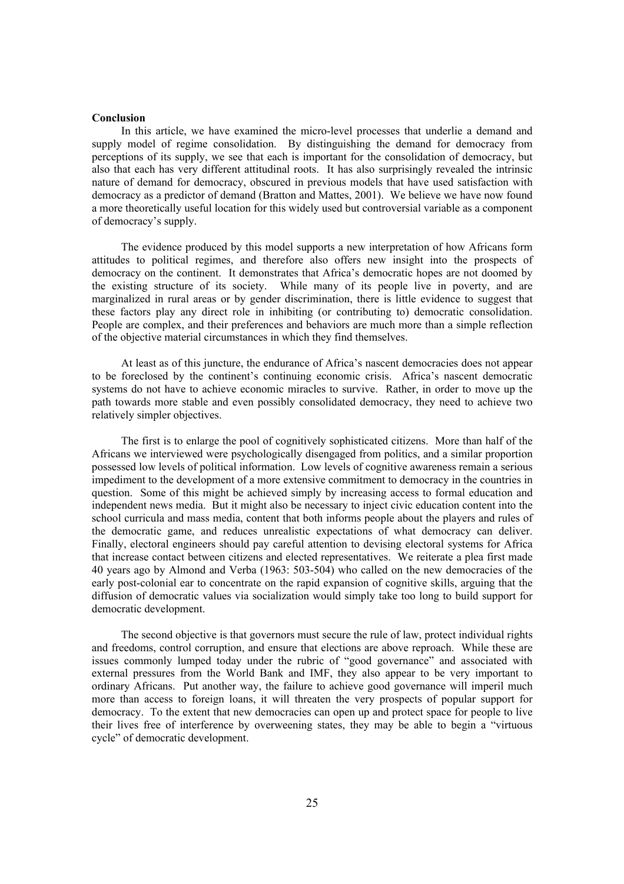**Conclusion**

In this article, we have examined the micro-level processes that underlie a demand and supply model of regime consolidation. By distinguishing the demand for democracy from perceptions of its supply, we see that each is important for the consolidation of democracy, but also that each has very different attitudinal roots. It has also surprisingly revealed the intrinsic nature of demand for democracy, obscured in previous models that have used satisfaction with democracy as a predictor of demand (Bratton and Mattes, 2001). We believe we have now found a more theoretically useful location for this widely used but controversial variable as a component of democracy's supply.

The evidence produced by this model supports a new interpretation of how Africans form attitudes to political regimes, and therefore also offers new insight into the prospects of democracy on the continent. It demonstrates that Africa's democratic hopes are not doomed by the existing structure of its society. While many of its people live in poverty, and are marginalized in rural areas or by gender discrimination, there is little evidence to suggest that these factors play any direct role in inhibiting (or contributing to) democratic consolidation. People are complex, and their preferences and behaviors are much more than a simple reflection of the objective material circumstances in which they find themselves.

At least as of this juncture, the endurance of Africa's nascent democracies does not appear to be foreclosed by the continent's continuing economic crisis. Africa's nascent democratic systems do not have to achieve economic miracles to survive. Rather, in order to move up the path towards more stable and even possibly consolidated democracy, they need to achieve two relatively simpler objectives.

The first is to enlarge the pool of cognitively sophisticated citizens. More than half of the Africans we interviewed were psychologically disengaged from politics, and a similar proportion possessed low levels of political information. Low levels of cognitive awareness remain a serious impediment to the development of a more extensive commitment to democracy in the countries in question. Some of this might be achieved simply by increasing access to formal education and independent news media. But it might also be necessary to inject civic education content into the school curricula and mass media, content that both informs people about the players and rules of the democratic game, and reduces unrealistic expectations of what democracy can deliver. Finally, electoral engineers should pay careful attention to devising electoral systems for Africa that increase contact between citizens and elected representatives. We reiterate a plea first made 40 years ago by Almond and Verba (1963: 503-504) who called on the new democracies of the early post-colonial ear to concentrate on the rapid expansion of cognitive skills, arguing that the diffusion of democratic values via socialization would simply take too long to build support for democratic development.

The second objective is that governors must secure the rule of law, protect individual rights and freedoms, control corruption, and ensure that elections are above reproach. While these are issues commonly lumped today under the rubric of "good governance" and associated with external pressures from the World Bank and IMF, they also appear to be very important to ordinary Africans. Put another way, the failure to achieve good governance will imperil much more than access to foreign loans, it will threaten the very prospects of popular support for democracy. To the extent that new democracies can open up and protect space for people to live their lives free of interference by overweening states, they may be able to begin a "virtuous cycle" of democratic development.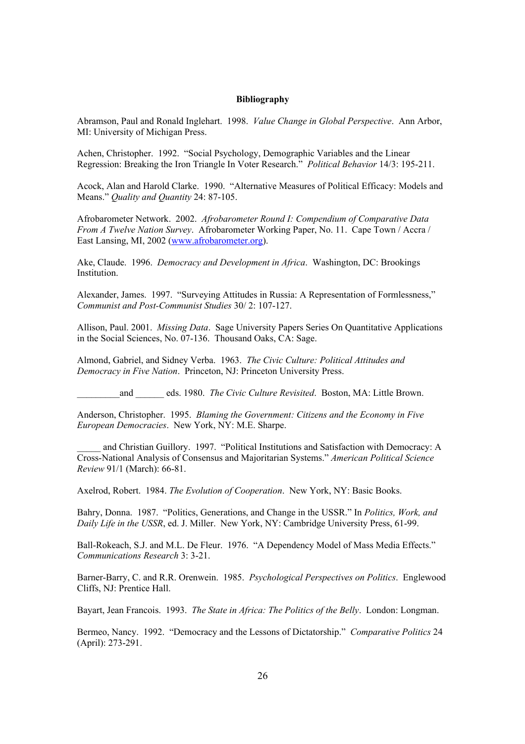**Bibliography**

Abramson, Paul and Ronald Inglehart. 1998. *Value Change in Global Perspective*. Ann Arbor, MI: University of Michigan Press.

Achen, Christopher. 1992. "Social Psychology, Demographic Variables and the Linear Regression: Breaking the Iron Triangle In Voter Research." *Political Behavior* 14/3: 195-211.

Acock, Alan and Harold Clarke. 1990. "Alternative Measures of Political Efficacy: Models and Means." *Quality and Quantity* 24: 87-105.

Afrobarometer Network. 2002. *Afrobarometer Round I: Compendium of Comparative Data From A Twelve Nation Survey*. Afrobarometer Working Paper, No. 11. Cape Town / Accra / East Lansing, MI, 2002 (www.afrobarometer.org).

Ake, Claude. 1996. *Democracy and Development in Africa*. Washington, DC: Brookings Institution.

Alexander, James. 1997. "Surveying Attitudes in Russia: A Representation of Formlessness," *Communist and Post-Communist Studies* 30/ 2: 107-127.

Allison, Paul. 2001. *Missing Data*. Sage University Papers Series On Quantitative Applications in the Social Sciences, No. 07-136. Thousand Oaks, CA: Sage.

Almond, Gabriel, and Sidney Verba. 1963. *The Civic Culture: Political Attitudes and Democracy in Five Nation*. Princeton, NJ: Princeton University Press.

_________and ______ eds. 1980. *The Civic Culture Revisited*. Boston, MA: Little Brown.

Anderson, Christopher. 1995. *Blaming the Government: Citizens and the Economy in Five European Democracies*. New York, NY: M.E. Sharpe.

_____ and Christian Guillory. 1997. "Political Institutions and Satisfaction with Democracy: A Cross-National Analysis of Consensus and Majoritarian Systems." *American Political Science Review* 91/1 (March): 66-81.

Axelrod, Robert. 1984. *The Evolution of Cooperation*. New York, NY: Basic Books.

Bahry, Donna. 1987. "Politics, Generations, and Change in the USSR." In *Politics, Work, and Daily Life in the USSR*, ed. J. Miller. New York, NY: Cambridge University Press, 61-99.

Ball-Rokeach, S.J. and M.L. De Fleur. 1976. "A Dependency Model of Mass Media Effects." *Communications Research* 3: 3-21.

Barner-Barry, C. and R.R. Orenwein. 1985. *Psychological Perspectives on Politics*. Englewood Cliffs, NJ: Prentice Hall.

Bayart, Jean Francois. 1993. *The State in Africa: The Politics of the Belly*. London: Longman.

Bermeo, Nancy. 1992. "Democracy and the Lessons of Dictatorship." *Comparative Politics* 24 (April): 273-291.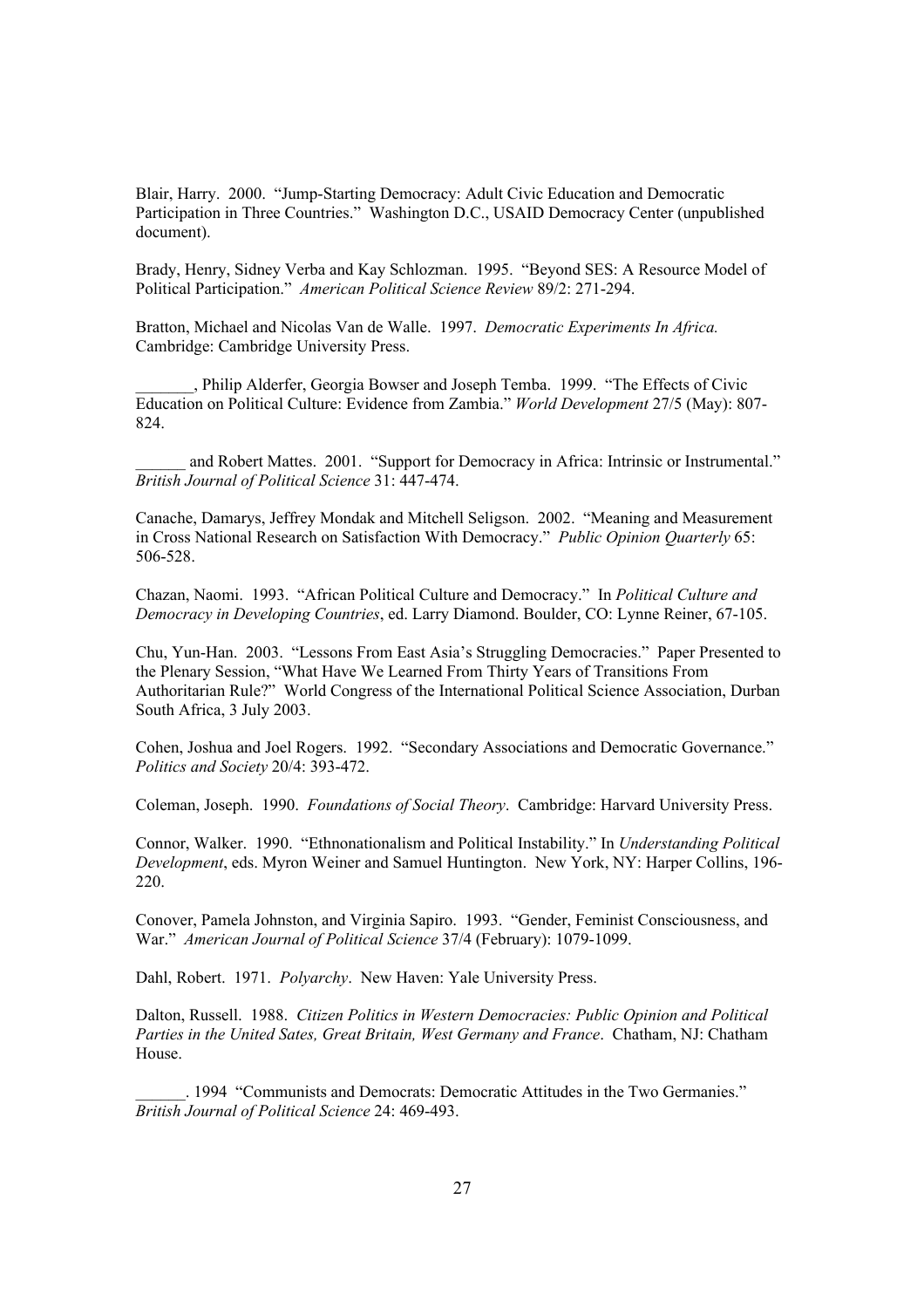Blair, Harry. 2000. "Jump-Starting Democracy: Adult Civic Education and Democratic Participation in Three Countries." Washington D.C., USAID Democracy Center (unpublished document).

Brady, Henry, Sidney Verba and Kay Schlozman. 1995. "Beyond SES: A Resource Model of Political Participation." *American Political Science Review* 89/2: 271-294.

Bratton, Michael and Nicolas Van de Walle. 1997. *Democratic Experiments In Africa.* Cambridge: Cambridge University Press.

_______, Philip Alderfer, Georgia Bowser and Joseph Temba. 1999. "The Effects of Civic Education on Political Culture: Evidence from Zambia." *World Development* 27/5 (May): 807-824.

______ and Robert Mattes. 2001. "Support for Democracy in Africa: Intrinsic or Instrumental." *British Journal of Political Science* 31: 447-474.

Canache, Damarys, Jeffrey Mondak and Mitchell Seligson. 2002. "Meaning and Measurement in Cross National Research on Satisfaction With Democracy." *Public Opinion Quarterly* 65: 506-528.

Chazan, Naomi. 1993. "African Political Culture and Democracy." In *Political Culture and Democracy in Developing Countries*, ed. Larry Diamond. Boulder, CO: Lynne Reiner, 67-105.

Chu, Yun-Han. 2003. "Lessons From East Asia's Struggling Democracies." Paper Presented to the Plenary Session, "What Have We Learned From Thirty Years of Transitions From Authoritarian Rule?" World Congress of the International Political Science Association, Durban South Africa, 3 July 2003.

Cohen, Joshua and Joel Rogers. 1992. "Secondary Associations and Democratic Governance." *Politics and Society* 20/4: 393-472.

Coleman, Joseph. 1990. *Foundations of Social Theory*. Cambridge: Harvard University Press.

Connor, Walker. 1990. "Ethnonationalism and Political Instability." In *Understanding Political Development*, eds. Myron Weiner and Samuel Huntington. New York, NY: Harper Collins, 196-220.

Conover, Pamela Johnston, and Virginia Sapiro. 1993. "Gender, Feminist Consciousness, and War." *American Journal of Political Science* 37/4 (February): 1079-1099.

Dahl, Robert. 1971. *Polyarchy*. New Haven: Yale University Press.

Dalton, Russell. 1988. *Citizen Politics in Western Democracies: Public Opinion and Political Parties in the United Sates, Great Britain, West Germany and France*. Chatham, NJ: Chatham House.

______. 1994 "Communists and Democrats: Democratic Attitudes in the Two Germanies." *British Journal of Political Science* 24: 469-493.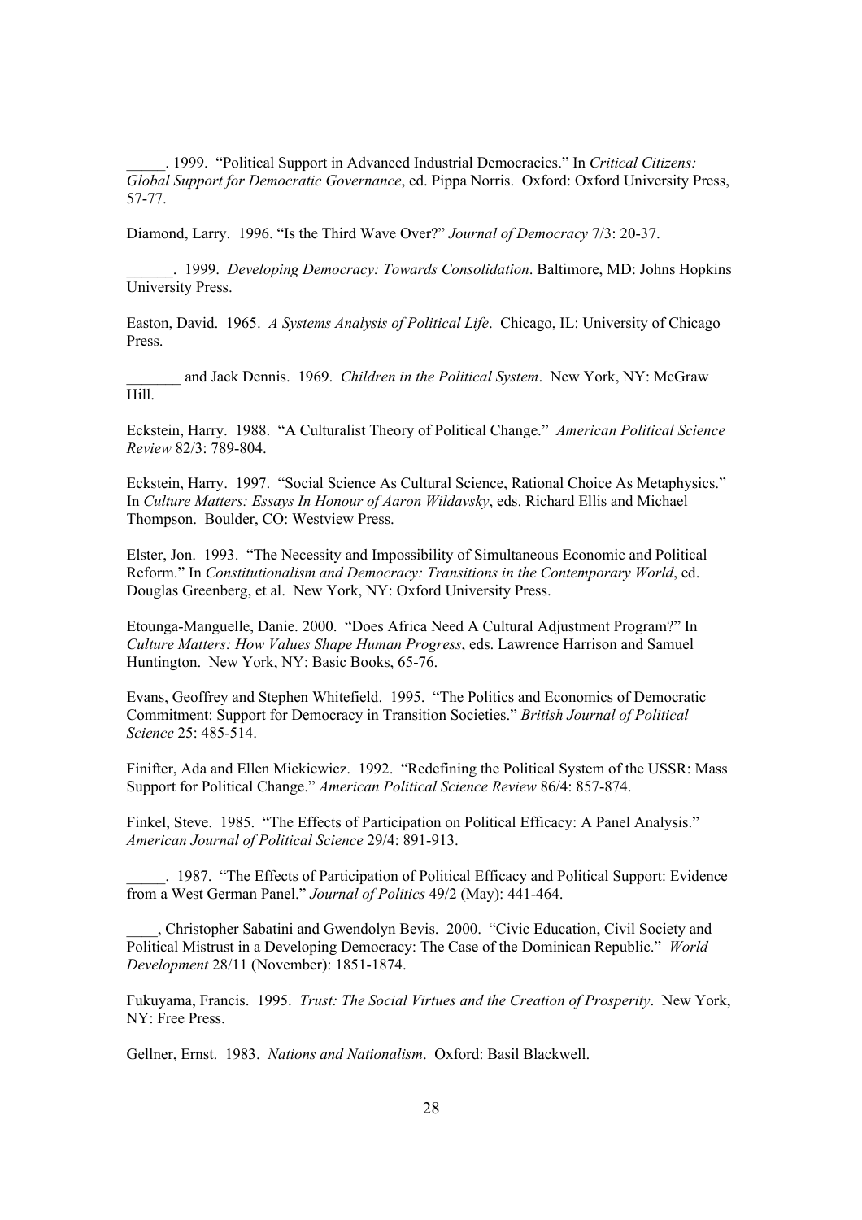_____. 1999. "Political Support in Advanced Industrial Democracies." In *Critical Citizens: Global Support for Democratic Governance*, ed. Pippa Norris. Oxford: Oxford University Press, 57-77.

Diamond, Larry. 1996. "Is the Third Wave Over?" *Journal of Democracy* 7/3: 20-37.

______. 1999. *Developing Democracy: Towards Consolidation*. Baltimore, MD: Johns Hopkins University Press.

Easton, David. 1965. *A Systems Analysis of Political Life*. Chicago, IL: University of Chicago Press.

_______ and Jack Dennis. 1969. *Children in the Political System*. New York, NY: McGraw Hill.

Eckstein, Harry. 1988. "A Culturalist Theory of Political Change." *American Political Science Review* 82/3: 789-804.

Eckstein, Harry. 1997. "Social Science As Cultural Science, Rational Choice As Metaphysics." In *Culture Matters: Essays In Honour of Aaron Wildavsky*, eds. Richard Ellis and Michael Thompson. Boulder, CO: Westview Press.

Elster, Jon. 1993. "The Necessity and Impossibility of Simultaneous Economic and Political Reform." In *Constitutionalism and Democracy: Transitions in the Contemporary World*, ed. Douglas Greenberg, et al. New York, NY: Oxford University Press.

Etounga-Manguelle, Danie. 2000. "Does Africa Need A Cultural Adjustment Program?" In *Culture Matters: How Values Shape Human Progress*, eds. Lawrence Harrison and Samuel Huntington. New York, NY: Basic Books, 65-76.

Evans, Geoffrey and Stephen Whitefield. 1995. "The Politics and Economics of Democratic Commitment: Support for Democracy in Transition Societies." *British Journal of Political Science* 25: 485-514.

Finifter, Ada and Ellen Mickiewicz. 1992. "Redefining the Political System of the USSR: Mass Support for Political Change." *American Political Science Review* 86/4: 857-874.

Finkel, Steve. 1985. "The Effects of Participation on Political Efficacy: A Panel Analysis." *American Journal of Political Science* 29/4: 891-913.

_____. 1987. "The Effects of Participation of Political Efficacy and Political Support: Evidence from a West German Panel." *Journal of Politics* 49/2 (May): 441-464.

____, Christopher Sabatini and Gwendolyn Bevis. 2000. "Civic Education, Civil Society and Political Mistrust in a Developing Democracy: The Case of the Dominican Republic." *World Development* 28/11 (November): 1851-1874.

Fukuyama, Francis. 1995. *Trust: The Social Virtues and the Creation of Prosperity*. New York, NY: Free Press.

Gellner, Ernst. 1983. *Nations and Nationalism*. Oxford: Basil Blackwell.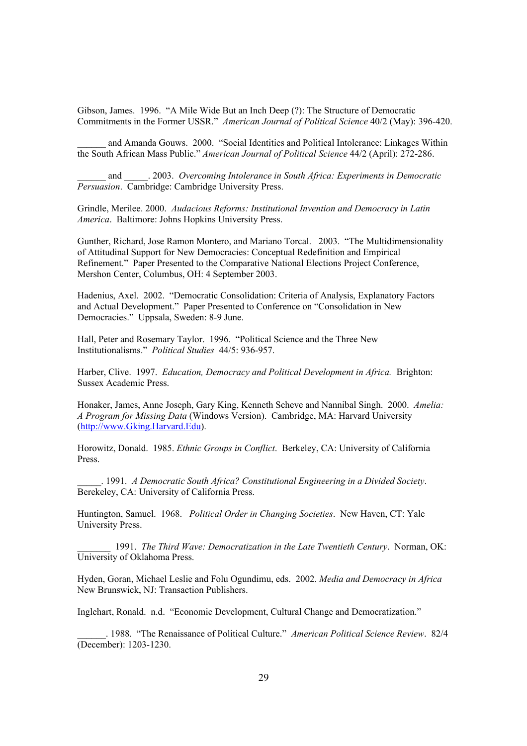Gibson, James. 1996. "A Mile Wide But an Inch Deep (?): The Structure of Democratic Commitments in the Former USSR." *American Journal of Political Science* 40/2 (May): 396-420.

______ and Amanda Gouws. 2000. "Social Identities and Political Intolerance: Linkages Within the South African Mass Public." *American Journal of Political Science* 44/2 (April): 272-286.

______ and _____. 2003. *Overcoming Intolerance in South Africa: Experiments in Democratic Persuasion*. Cambridge: Cambridge University Press.

Grindle, Merilee. 2000. *Audacious Reforms: Institutional Invention and Democracy in Latin America*. Baltimore: Johns Hopkins University Press.

Gunther, Richard, Jose Ramon Montero, and Mariano Torcal. 2003. "The Multidimensionality of Attitudinal Support for New Democracies: Conceptual Redefinition and Empirical Refinement." Paper Presented to the Comparative National Elections Project Conference, Mershon Center, Columbus, OH: 4 September 2003.

Hadenius, Axel. 2002. "Democratic Consolidation: Criteria of Analysis, Explanatory Factors and Actual Development." Paper Presented to Conference on "Consolidation in New Democracies." Uppsala, Sweden: 8-9 June.

Hall, Peter and Rosemary Taylor. 1996. "Political Science and the Three New Institutionalisms." *Political Studies* 44/5: 936-957.

Harber, Clive. 1997. *Education, Democracy and Political Development in Africa.* Brighton: Sussex Academic Press.

Honaker, James, Anne Joseph, Gary King, Kenneth Scheve and Nannibal Singh. 2000. *Amelia: A Program for Missing Data* (Windows Version). Cambridge, MA: Harvard University (http://www.Gking.Harvard.Edu).

Horowitz, Donald. 1985. *Ethnic Groups in Conflict*. Berkeley, CA: University of California Press.

_____. 1991. *A Democratic South Africa? Constitutional Engineering in a Divided Society*. Berekeley, CA: University of California Press.

Huntington, Samuel. 1968. *Political Order in Changing Societies*. New Haven, CT: Yale University Press.

_______ 1991. *The Third Wave: Democratization in the Late Twentieth Century*. Norman, OK: University of Oklahoma Press.

Hyden, Goran, Michael Leslie and Folu Ogundimu, eds. 2002. *Media and Democracy in Africa* New Brunswick, NJ: Transaction Publishers.

Inglehart, Ronald. n.d. "Economic Development, Cultural Change and Democratization."

______. 1988. "The Renaissance of Political Culture." *American Political Science Review*. 82/4 (December): 1203-1230.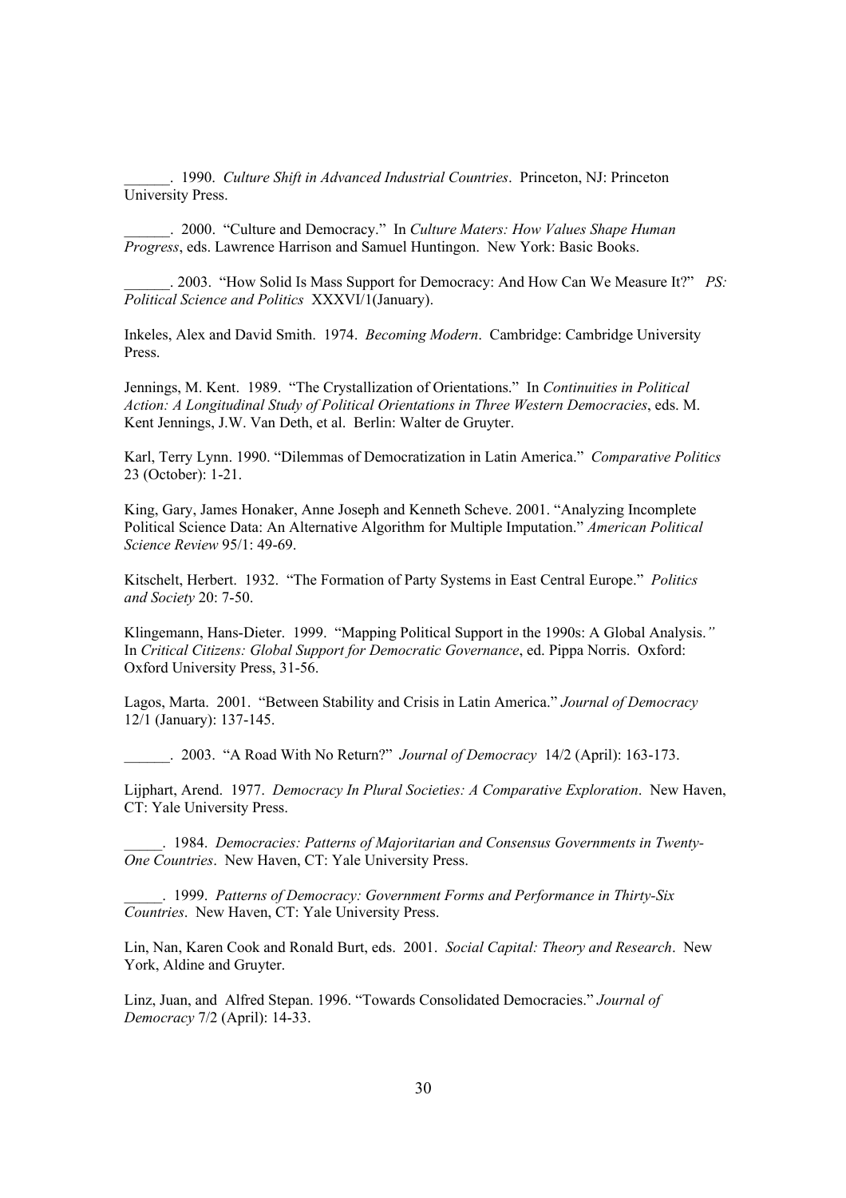______. 1990. *Culture Shift in Advanced Industrial Countries*. Princeton, NJ: Princeton University Press.

______. 2000. "Culture and Democracy." In *Culture Maters: How Values Shape Human Progress*, eds. Lawrence Harrison and Samuel Huntingon. New York: Basic Books.

______. 2003. "How Solid Is Mass Support for Democracy: And How Can We Measure It?" *PS: Political Science and Politics* XXXVI/1(January).

Inkeles, Alex and David Smith. 1974. *Becoming Modern*. Cambridge: Cambridge University Press.

Jennings, M. Kent. 1989. "The Crystallization of Orientations." In *Continuities in Political Action: A Longitudinal Study of Political Orientations in Three Western Democracies*, eds. M. Kent Jennings, J.W. Van Deth, et al. Berlin: Walter de Gruyter.

Karl, Terry Lynn. 1990. "Dilemmas of Democratization in Latin America." *Comparative Politics* 23 (October): 1-21.

King, Gary, James Honaker, Anne Joseph and Kenneth Scheve. 2001. "Analyzing Incomplete Political Science Data: An Alternative Algorithm for Multiple Imputation." *American Political Science Review* 95/1: 49-69.

Kitschelt, Herbert. 1932. "The Formation of Party Systems in East Central Europe." *Politics and Society* 20: 7-50.

Klingemann, Hans-Dieter. 1999. "Mapping Political Support in the 1990s: A Global Analysis." In *Critical Citizens: Global Support for Democratic Governance*, ed. Pippa Norris. Oxford: Oxford University Press, 31-56.

Lagos, Marta. 2001. "Between Stability and Crisis in Latin America." *Journal of Democracy* 12/1 (January): 137-145.

______. 2003. "A Road With No Return?" *Journal of Democracy* 14/2 (April): 163-173.

Lijphart, Arend. 1977. *Democracy In Plural Societies: A Comparative Exploration*. New Haven, CT: Yale University Press.

_____. 1984. *Democracies: Patterns of Majoritarian and Consensus Governments in Twenty-One Countries*. New Haven, CT: Yale University Press.

_____. 1999. *Patterns of Democracy: Government Forms and Performance in Thirty-Six Countries*. New Haven, CT: Yale University Press.

Lin, Nan, Karen Cook and Ronald Burt, eds. 2001. *Social Capital: Theory and Research*. New York, Aldine and Gruyter.

Linz, Juan, and Alfred Stepan. 1996. "Towards Consolidated Democracies." *Journal of Democracy* 7/2 (April): 14-33.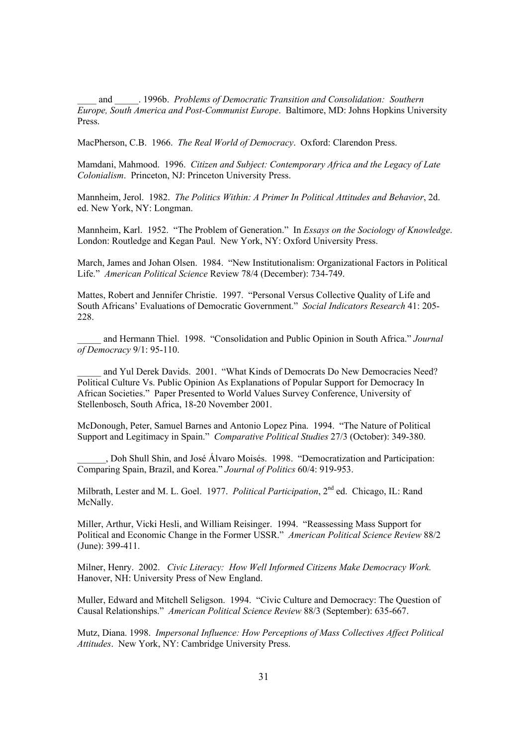\_\_\_\_ and \_\_\_\_\_. 1996b. *Problems of Democratic Transition and Consolidation: Southern Europe, South America and Post-Communist Europe*. Baltimore, MD: Johns Hopkins University Press.

MacPherson, C.B. 1966. *The Real World of Democracy*. Oxford: Clarendon Press.

Mamdani, Mahmood. 1996. *Citizen and Subject: Contemporary Africa and the Legacy of Late Colonialism*. Princeton, NJ: Princeton University Press.

Mannheim, Jerol. 1982. *The Politics Within: A Primer In Political Attitudes and Behavior*, 2d. ed. New York, NY: Longman.

Mannheim, Karl. 1952. "The Problem of Generation." In *Essays on the Sociology of Knowledge*. London: Routledge and Kegan Paul. New York, NY: Oxford University Press.

March, James and Johan Olsen. 1984. "New Institutionalism: Organizational Factors in Political Life." *American Political Science* Review 78/4 (December): 734-749.

Mattes, Robert and Jennifer Christie. 1997. "Personal Versus Collective Quality of Life and South Africans' Evaluations of Democratic Government." *Social Indicators Research* 41: 205-228.

\_\_\_\_\_ and Hermann Thiel. 1998. "Consolidation and Public Opinion in South Africa." *Journal of Democracy* 9/1: 95-110.

\_\_\_\_\_ and Yul Derek Davids. 2001. "What Kinds of Democrats Do New Democracies Need? Political Culture Vs. Public Opinion As Explanations of Popular Support for Democracy In African Societies." Paper Presented to World Values Survey Conference, University of Stellenbosch, South Africa, 18-20 November 2001.

McDonough, Peter, Samuel Barnes and Antonio Lopez Pina. 1994. "The Nature of Political Support and Legitimacy in Spain." *Comparative Political Studies* 27/3 (October): 349-380.

\_\_\_\_\_\_, Doh Shull Shin, and José Álvaro Moisés. 1998. "Democratization and Participation: Comparing Spain, Brazil, and Korea." *Journal of Politics* 60/4: 919-953.

Milbrath, Lester and M. L. Goel. 1977. *Political Participation*, 2nd ed. Chicago, IL: Rand McNally.

Miller, Arthur, Vicki Hesli, and William Reisinger. 1994. "Reassessing Mass Support for Political and Economic Change in the Former USSR." *American Political Science Review* 88/2 (June): 399-411.

Milner, Henry. 2002. *Civic Literacy: How Well Informed Citizens Make Democracy Work.* Hanover, NH: University Press of New England.

Muller, Edward and Mitchell Seligson. 1994. "Civic Culture and Democracy: The Question of Causal Relationships." *American Political Science Review* 88/3 (September): 635-667.

Mutz, Diana. 1998. *Impersonal Influence: How Perceptions of Mass Collectives Affect Political Attitudes*. New York, NY: Cambridge University Press.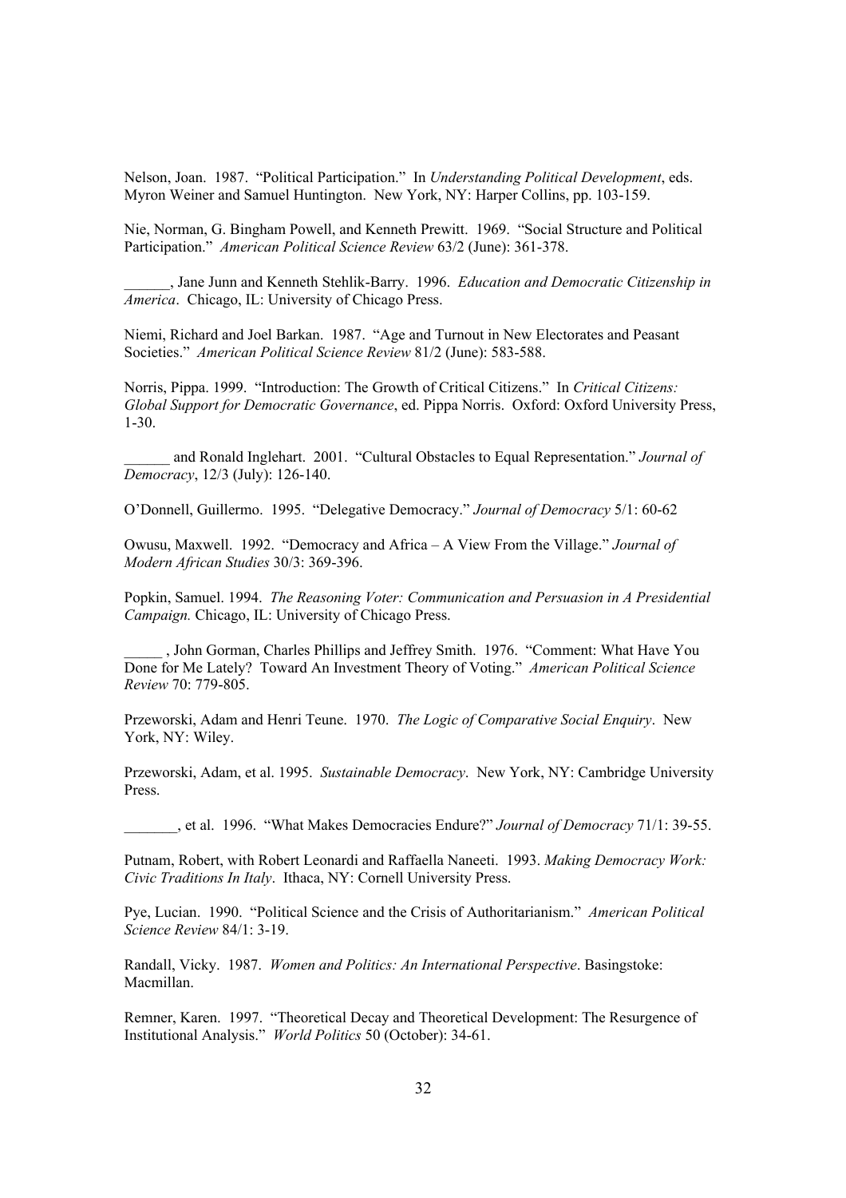Nelson, Joan. 1987. "Political Participation." In *Understanding Political Development*, eds. Myron Weiner and Samuel Huntington. New York, NY: Harper Collins, pp. 103-159.

Nie, Norman, G. Bingham Powell, and Kenneth Prewitt. 1969. "Social Structure and Political Participation." *American Political Science Review* 63/2 (June): 361-378.

______, Jane Junn and Kenneth Stehlik-Barry. 1996. *Education and Democratic Citizenship in America*. Chicago, IL: University of Chicago Press.

Niemi, Richard and Joel Barkan. 1987. "Age and Turnout in New Electorates and Peasant Societies." *American Political Science Review* 81/2 (June): 583-588.

Norris, Pippa. 1999. "Introduction: The Growth of Critical Citizens." In *Critical Citizens: Global Support for Democratic Governance*, ed. Pippa Norris. Oxford: Oxford University Press, 1-30.

______ and Ronald Inglehart. 2001. "Cultural Obstacles to Equal Representation." *Journal of Democracy*, 12/3 (July): 126-140.

O'Donnell, Guillermo. 1995. "Delegative Democracy." *Journal of Democracy* 5/1: 60-62

Owusu, Maxwell. 1992. "Democracy and Africa – A View From the Village." *Journal of Modern African Studies* 30/3: 369-396.

Popkin, Samuel. 1994. *The Reasoning Voter: Communication and Persuasion in A Presidential Campaign.* Chicago, IL: University of Chicago Press.

_____ , John Gorman, Charles Phillips and Jeffrey Smith. 1976. "Comment: What Have You Done for Me Lately? Toward An Investment Theory of Voting." *American Political Science Review* 70: 779-805.

Przeworski, Adam and Henri Teune. 1970. *The Logic of Comparative Social Enquiry*. New York, NY: Wiley.

Przeworski, Adam, et al. 1995. *Sustainable Democracy*. New York, NY: Cambridge University Press.

_______, et al. 1996. "What Makes Democracies Endure?" *Journal of Democracy* 71/1: 39-55.

Putnam, Robert, with Robert Leonardi and Raffaella Naneeti. 1993. *Making Democracy Work: Civic Traditions In Italy*. Ithaca, NY: Cornell University Press.

Pye, Lucian. 1990. "Political Science and the Crisis of Authoritarianism." *American Political Science Review* 84/1: 3-19.

Randall, Vicky. 1987. *Women and Politics: An International Perspective*. Basingstoke: Macmillan.

Remner, Karen. 1997. "Theoretical Decay and Theoretical Development: The Resurgence of Institutional Analysis." *World Politics* 50 (October): 34-61.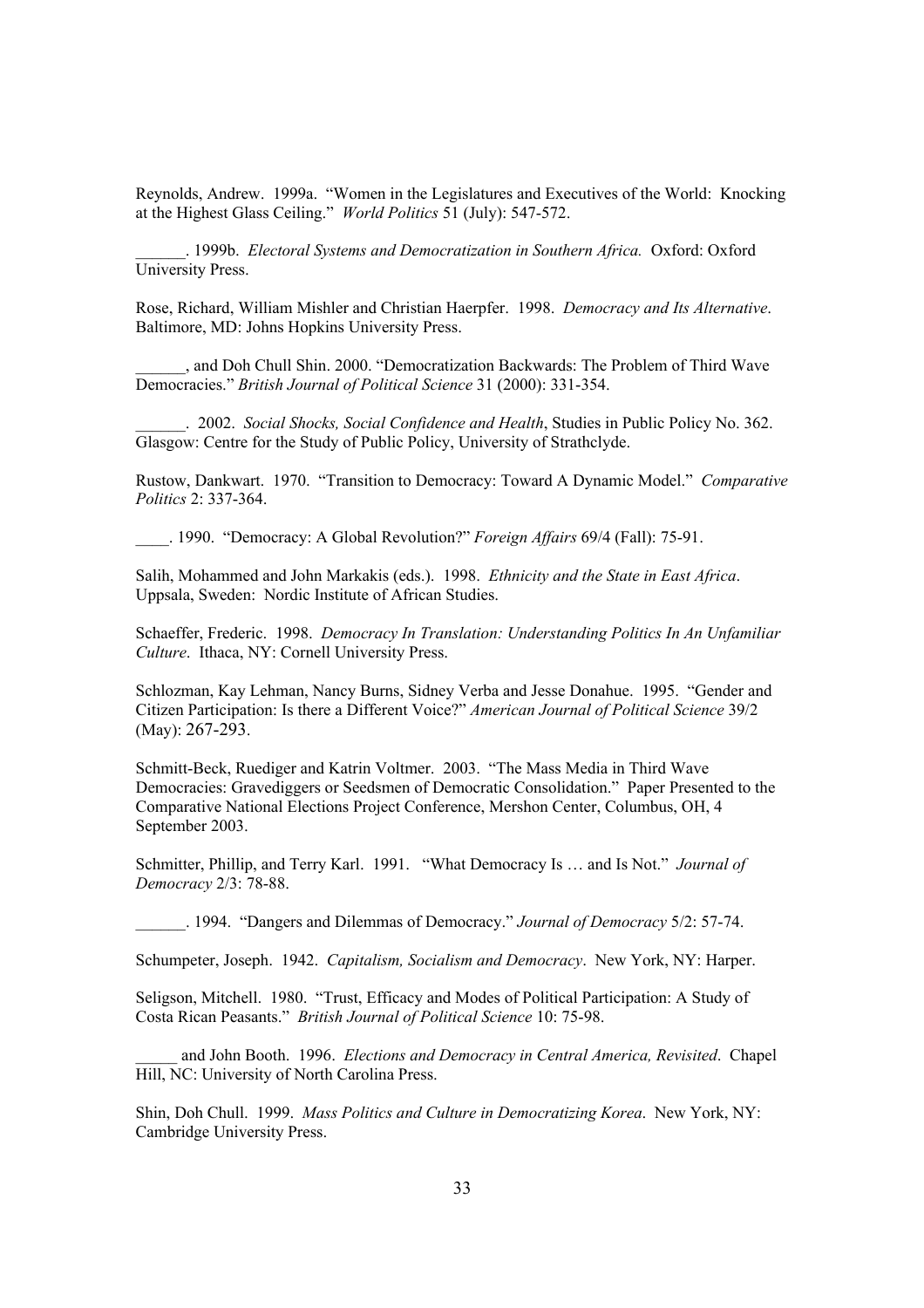Reynolds, Andrew. 1999a. "Women in the Legislatures and Executives of the World: Knocking at the Highest Glass Ceiling." *World Politics* 51 (July): 547-572.

______. 1999b. *Electoral Systems and Democratization in Southern Africa.* Oxford: Oxford University Press.

Rose, Richard, William Mishler and Christian Haerpfer. 1998. *Democracy and Its Alternative*. Baltimore, MD: Johns Hopkins University Press.

______, and Doh Chull Shin. 2000. "Democratization Backwards: The Problem of Third Wave Democracies." *British Journal of Political Science* 31 (2000): 331-354.

______. 2002. *Social Shocks, Social Confidence and Health*, Studies in Public Policy No. 362. Glasgow: Centre for the Study of Public Policy, University of Strathclyde.

Rustow, Dankwart. 1970. "Transition to Democracy: Toward A Dynamic Model." *Comparative Politics* 2: 337-364.

____. 1990. "Democracy: A Global Revolution?" *Foreign Affairs* 69/4 (Fall): 75-91.

Salih, Mohammed and John Markakis (eds.). 1998. *Ethnicity and the State in East Africa*. Uppsala, Sweden: Nordic Institute of African Studies.

Schaeffer, Frederic. 1998. *Democracy In Translation: Understanding Politics In An Unfamiliar Culture*. Ithaca, NY: Cornell University Press.

Schlozman, Kay Lehman, Nancy Burns, Sidney Verba and Jesse Donahue. 1995. "Gender and Citizen Participation: Is there a Different Voice?" *American Journal of Political Science* 39/2 (May): 267-293.

Schmitt-Beck, Ruediger and Katrin Voltmer. 2003. "The Mass Media in Third Wave Democracies: Gravediggers or Seedsmen of Democratic Consolidation." Paper Presented to the Comparative National Elections Project Conference, Mershon Center, Columbus, OH, 4 September 2003.

Schmitter, Phillip, and Terry Karl. 1991. "What Democracy Is … and Is Not." *Journal of Democracy* 2/3: 78-88.

______. 1994. "Dangers and Dilemmas of Democracy." *Journal of Democracy* 5/2: 57-74.

Schumpeter, Joseph. 1942. *Capitalism, Socialism and Democracy*. New York, NY: Harper.

Seligson, Mitchell. 1980. "Trust, Efficacy and Modes of Political Participation: A Study of Costa Rican Peasants." *British Journal of Political Science* 10: 75-98.

_____ and John Booth. 1996. *Elections and Democracy in Central America, Revisited*. Chapel Hill, NC: University of North Carolina Press.

Shin, Doh Chull. 1999. *Mass Politics and Culture in Democratizing Korea*. New York, NY: Cambridge University Press.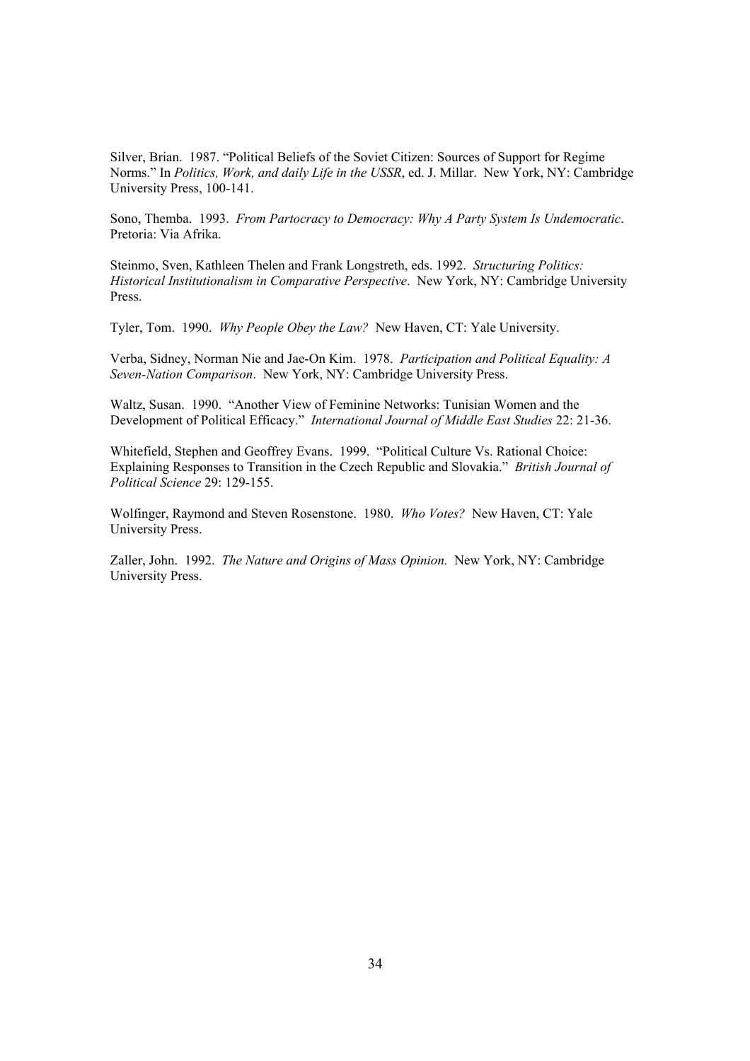Silver, Brian. 1987. "Political Beliefs of the Soviet Citizen: Sources of Support for Regime Norms." In *Politics, Work, and daily Life in the USSR*, ed. J. Millar. New York, NY: Cambridge University Press, 100-141.

Sono, Themba. 1993. *From Partocracy to Democracy: Why A Party System Is Undemocratic*. Pretoria: Via Afrika.

Steinmo, Sven, Kathleen Thelen and Frank Longstreth, eds. 1992. *Structuring Politics: Historical Institutionalism in Comparative Perspective*. New York, NY: Cambridge University Press.

Tyler, Tom. 1990. *Why People Obey the Law?* New Haven, CT: Yale University.

Verba, Sidney, Norman Nie and Jae-On Kim. 1978. *Participation and Political Equality: A Seven-Nation Comparison*. New York, NY: Cambridge University Press.

Waltz, Susan. 1990. "Another View of Feminine Networks: Tunisian Women and the Development of Political Efficacy." *International Journal of Middle East Studies* 22: 21-36.

Whitefield, Stephen and Geoffrey Evans. 1999. "Political Culture Vs. Rational Choice: Explaining Responses to Transition in the Czech Republic and Slovakia." *British Journal of Political Science* 29: 129-155.

Wolfinger, Raymond and Steven Rosenstone. 1980. *Who Votes?* New Haven, CT: Yale University Press.

Zaller, John. 1992. *The Nature and Origins of Mass Opinion.* New York, NY: Cambridge University Press.